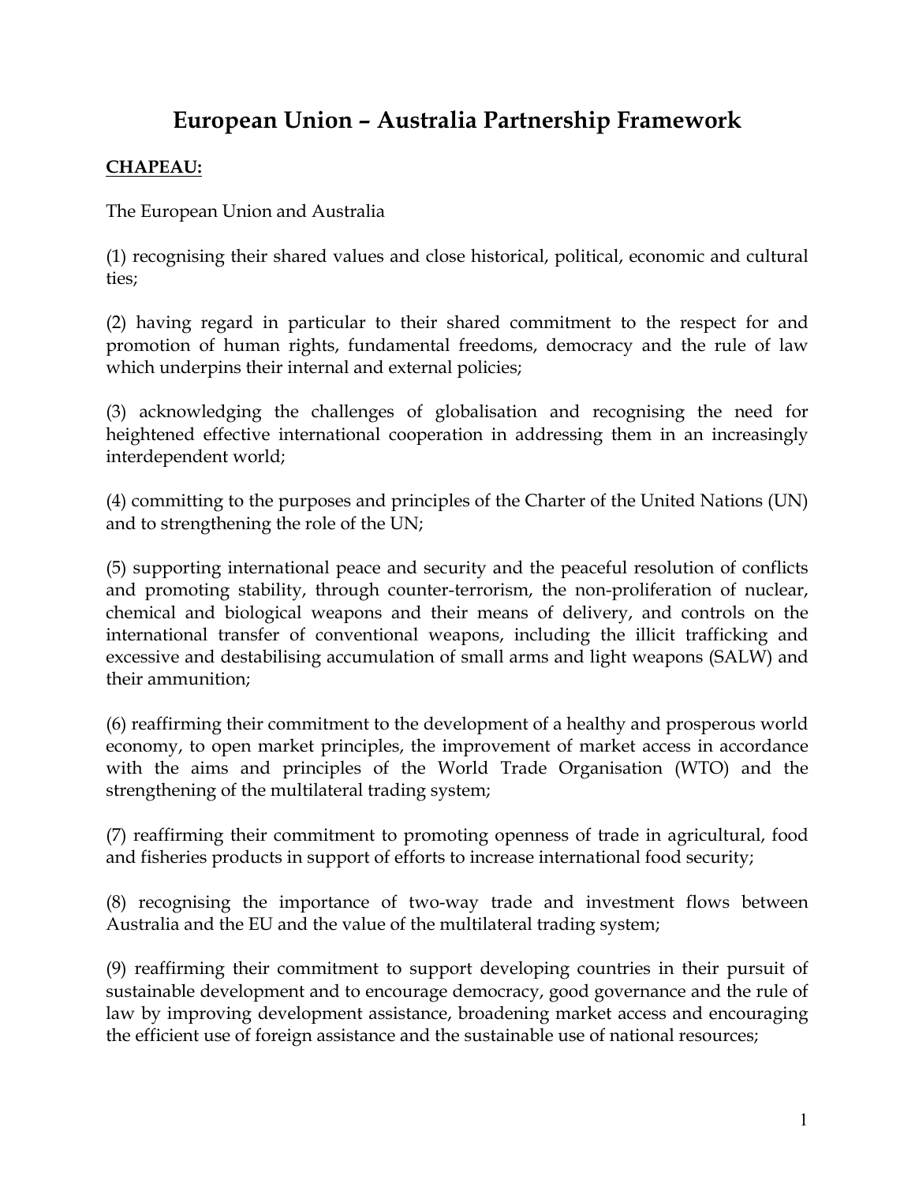# European Union – Australia Partnership Framework

**CHAPEAU:**

The European Union and Australia

(1) recognising their shared values and close historical, political, economic and cultural ties;

(2) having regard in particular to their shared commitment to the respect for and promotion of human rights, fundamental freedoms, democracy and the rule of law which underpins their internal and external policies;

(3) acknowledging the challenges of globalisation and recognising the need for heightened effective international cooperation in addressing them in an increasingly interdependent world;

(4) committing to the purposes and principles of the Charter of the United Nations (UN) and to strengthening the role of the UN;

(5) supporting international peace and security and the peaceful resolution of conflicts and promoting stability, through counter-terrorism, the non-proliferation of nuclear, chemical and biological weapons and their means of delivery, and controls on the international transfer of conventional weapons, including the illicit trafficking and excessive and destabilising accumulation of small arms and light weapons (SALW) and their ammunition;

(6) reaffirming their commitment to the development of a healthy and prosperous world economy, to open market principles, the improvement of market access in accordance with the aims and principles of the World Trade Organisation (WTO) and the strengthening of the multilateral trading system;

(7) reaffirming their commitment to promoting openness of trade in agricultural, food and fisheries products in support of efforts to increase international food security;

(8) recognising the importance of two-way trade and investment flows between Australia and the EU and the value of the multilateral trading system;

(9) reaffirming their commitment to support developing countries in their pursuit of sustainable development and to encourage democracy, good governance and the rule of law by improving development assistance, broadening market access and encouraging the efficient use of foreign assistance and the sustainable use of national resources;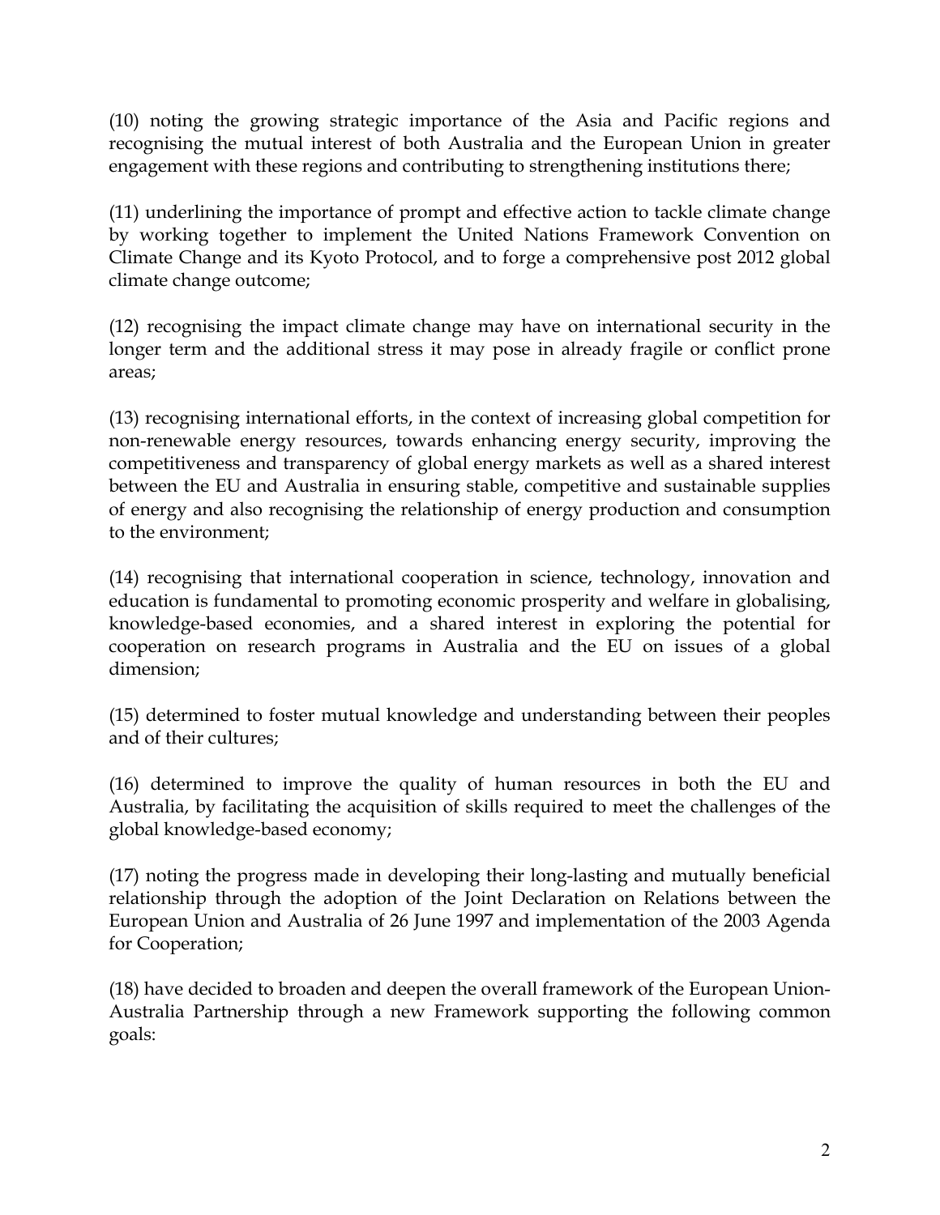(10) noting the growing strategic importance of the Asia and Pacific regions and recognising the mutual interest of both Australia and the European Union in greater engagement with these regions and contributing to strengthening institutions there;

(11) underlining the importance of prompt and effective action to tackle climate change by working together to implement the United Nations Framework Convention on Climate Change and its Kyoto Protocol, and to forge a comprehensive post 2012 global climate change outcome;

(12) recognising the impact climate change may have on international security in the longer term and the additional stress it may pose in already fragile or conflict prone areas;

(13) recognising international efforts, in the context of increasing global competition for non-renewable energy resources, towards enhancing energy security, improving the competitiveness and transparency of global energy markets as well as a shared interest between the EU and Australia in ensuring stable, competitive and sustainable supplies of energy and also recognising the relationship of energy production and consumption to the environment;

(14) recognising that international cooperation in science, technology, innovation and education is fundamental to promoting economic prosperity and welfare in globalising, knowledge-based economies, and a shared interest in exploring the potential for cooperation on research programs in Australia and the EU on issues of a global dimension;

(15) determined to foster mutual knowledge and understanding between their peoples and of their cultures;

(16) determined to improve the quality of human resources in both the EU and Australia, by facilitating the acquisition of skills required to meet the challenges of the global knowledge-based economy;

(17) noting the progress made in developing their long-lasting and mutually beneficial relationship through the adoption of the Joint Declaration on Relations between the European Union and Australia of 26 June 1997 and implementation of the 2003 Agenda for Cooperation;

(18) have decided to broaden and deepen the overall framework of the European Union-Australia Partnership through a new Framework supporting the following common goals: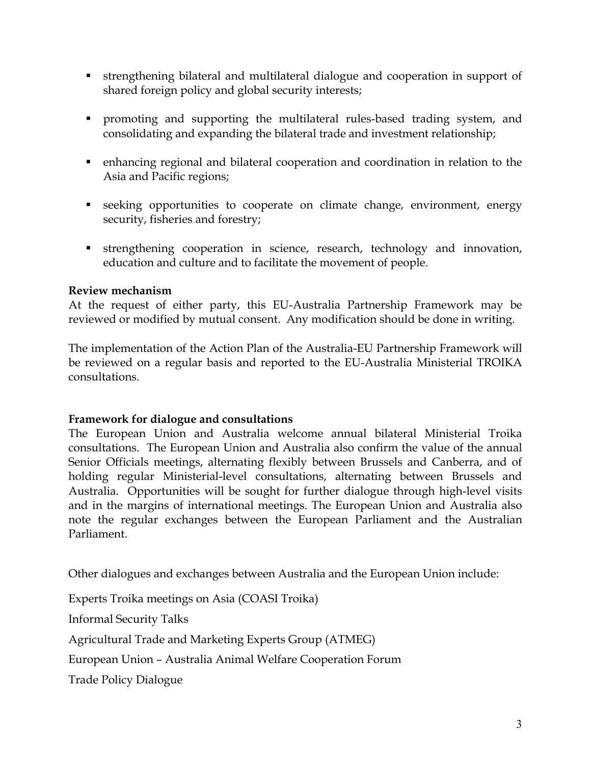- strengthening bilateral and multilateral dialogue and cooperation in support of shared foreign policy and global security interests;

- promoting and supporting the multilateral rules-based trading system, and consolidating and expanding the bilateral trade and investment relationship;

- enhancing regional and bilateral cooperation and coordination in relation to the Asia and Pacific regions;

- seeking opportunities to cooperate on climate change, environment, energy security, fisheries and forestry;

- strengthening cooperation in science, research, technology and innovation, education and culture and to facilitate the movement of people.

**Review mechanism**

At the request of either party, this EU-Australia Partnership Framework may be reviewed or modified by mutual consent. Any modification should be done in writing.

The implementation of the Action Plan of the Australia-EU Partnership Framework will be reviewed on a regular basis and reported to the EU-Australia Ministerial TROIKA consultations.

**Framework for dialogue and consultations**

The European Union and Australia welcome annual bilateral Ministerial Troika consultations. The European Union and Australia also confirm the value of the annual Senior Officials meetings, alternating flexibly between Brussels and Canberra, and of holding regular Ministerial-level consultations, alternating between Brussels and Australia. Opportunities will be sought for further dialogue through high-level visits and in the margins of international meetings. The European Union and Australia also note the regular exchanges between the European Parliament and the Australian Parliament.

Other dialogues and exchanges between Australia and the European Union include:

Experts Troika meetings on Asia (COASI Troika)

Informal Security Talks

Agricultural Trade and Marketing Experts Group (ATMEG)

European Union – Australia Animal Welfare Cooperation Forum

Trade Policy Dialogue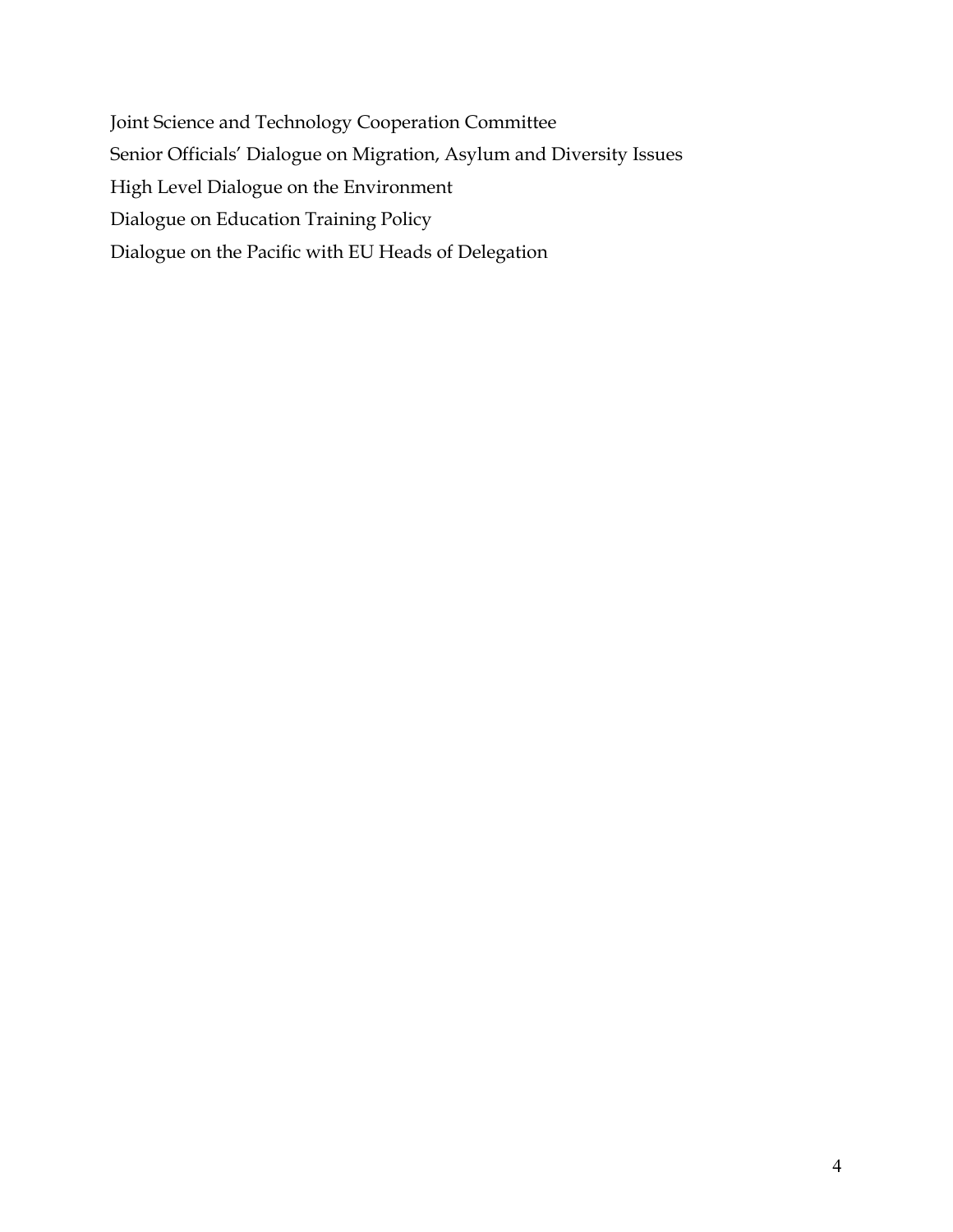Joint Science and Technology Cooperation Committee

Senior Officials' Dialogue on Migration, Asylum and Diversity Issues

High Level Dialogue on the Environment

Dialogue on Education Training Policy

Dialogue on the Pacific with EU Heads of Delegation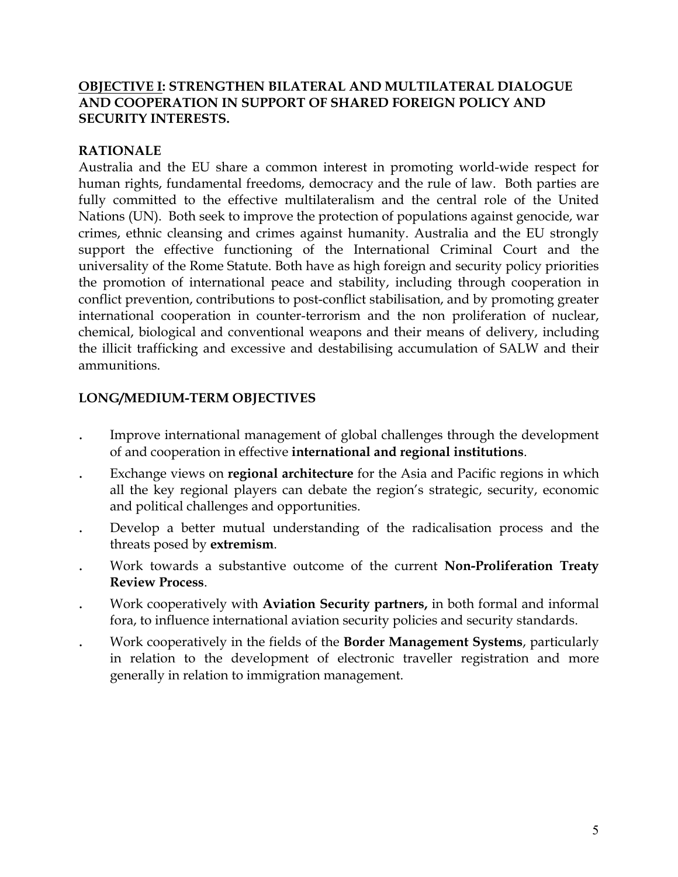## **<u>OBJECTIVE I</u>: STRENGTHEN BILATERAL AND MULTILATERAL DIALOGUE AND COOPERATION IN SUPPORT OF SHARED FOREIGN POLICY AND SECURITY INTERESTS.**

### **RATIONALE**

Australia and the EU share a common interest in promoting world-wide respect for human rights, fundamental freedoms, democracy and the rule of law. Both parties are fully committed to the effective multilateralism and the central role of the United Nations (UN). Both seek to improve the protection of populations against genocide, war crimes, ethnic cleansing and crimes against humanity. Australia and the EU strongly support the effective functioning of the International Criminal Court and the universality of the Rome Statute. Both have as high foreign and security policy priorities the promotion of international peace and stability, including through cooperation in conflict prevention, contributions to post-conflict stabilisation, and by promoting greater international cooperation in counter-terrorism and the non proliferation of nuclear, chemical, biological and conventional weapons and their means of delivery, including the illicit trafficking and excessive and destabilising accumulation of SALW and their ammunitions.

### **LONG/MEDIUM-TERM OBJECTIVES**

- Improve international management of global challenges through the development of and cooperation in effective **international and regional institutions**.
- Exchange views on **regional architecture** for the Asia and Pacific regions in which all the key regional players can debate the region's strategic, security, economic and political challenges and opportunities.
- Develop a better mutual understanding of the radicalisation process and the threats posed by **extremism**.
- Work towards a substantive outcome of the current **Non-Proliferation Treaty Review Process**.
- Work cooperatively with **Aviation Security partners,** in both formal and informal fora, to influence international aviation security policies and security standards.
- Work cooperatively in the fields of the **Border Management Systems**, particularly in relation to the development of electronic traveller registration and more generally in relation to immigration management.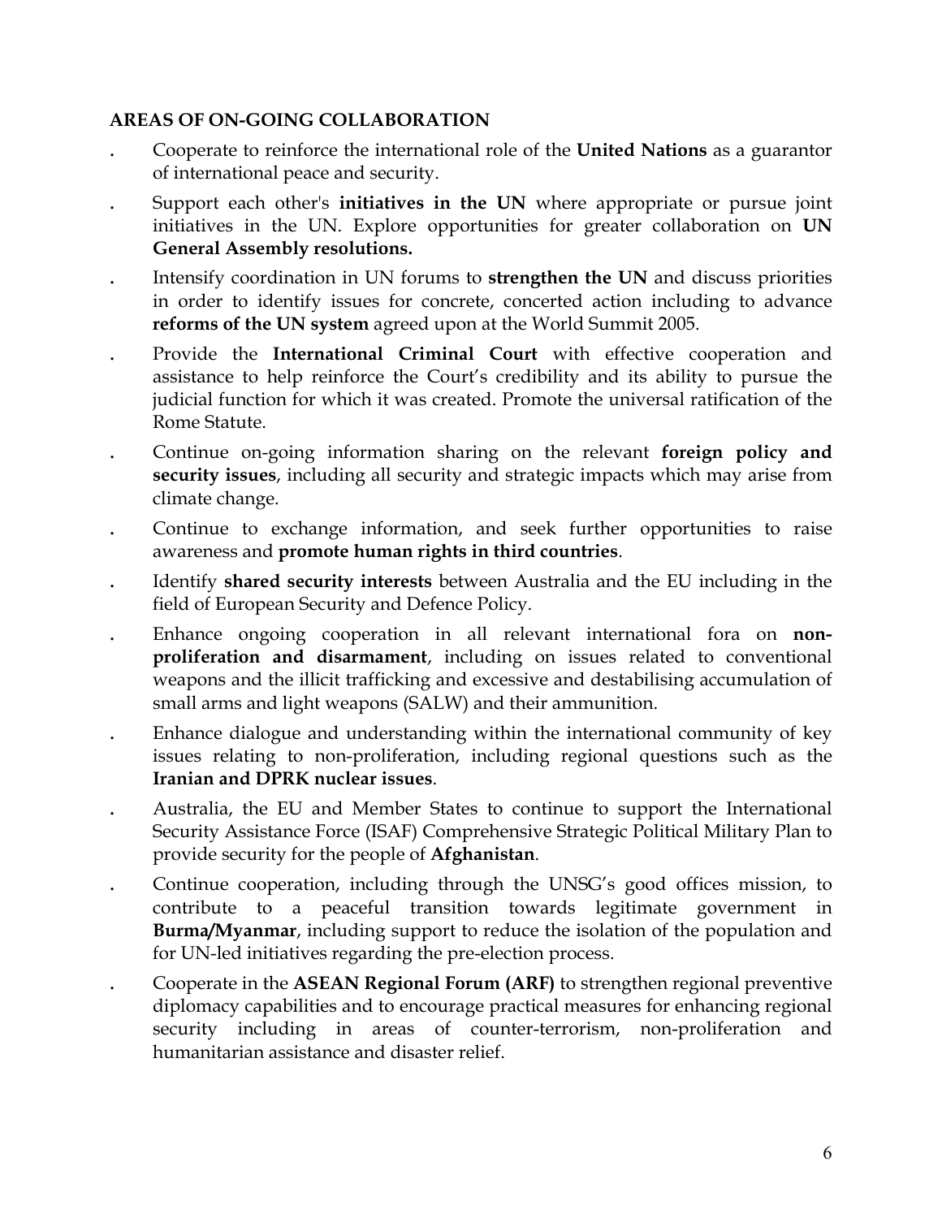**AREAS OF ON-GOING COLLABORATION**

- Cooperate to reinforce the international role of the **United Nations** as a guarantor of international peace and security.
- Support each other's **initiatives in the UN** where appropriate or pursue joint initiatives in the UN. Explore opportunities for greater collaboration on **UN General Assembly resolutions.**
- Intensify coordination in UN forums to **strengthen the UN** and discuss priorities in order to identify issues for concrete, concerted action including to advance **reforms of the UN system** agreed upon at the World Summit 2005.
- Provide the **International Criminal Court** with effective cooperation and assistance to help reinforce the Court's credibility and its ability to pursue the judicial function for which it was created. Promote the universal ratification of the Rome Statute.
- Continue on-going information sharing on the relevant **foreign policy and security issues**, including all security and strategic impacts which may arise from climate change.
- Continue to exchange information, and seek further opportunities to raise awareness and **promote human rights in third countries**.
- Identify **shared security interests** between Australia and the EU including in the field of European Security and Defence Policy.
- Enhance ongoing cooperation in all relevant international fora on **non-proliferation and disarmament**, including on issues related to conventional weapons and the illicit trafficking and excessive and destabilising accumulation of small arms and light weapons (SALW) and their ammunition.
- Enhance dialogue and understanding within the international community of key issues relating to non-proliferation, including regional questions such as the **Iranian and DPRK nuclear issues**.
- Australia, the EU and Member States to continue to support the International Security Assistance Force (ISAF) Comprehensive Strategic Political Military Plan to provide security for the people of **Afghanistan**.
- Continue cooperation, including through the UNSG's good offices mission, to contribute to a peaceful transition towards legitimate government in **Burma/Myanmar**, including support to reduce the isolation of the population and for UN-led initiatives regarding the pre-election process.
- Cooperate in the **ASEAN Regional Forum (ARF)** to strengthen regional preventive diplomacy capabilities and to encourage practical measures for enhancing regional security including in areas of counter-terrorism, non-proliferation and humanitarian assistance and disaster relief.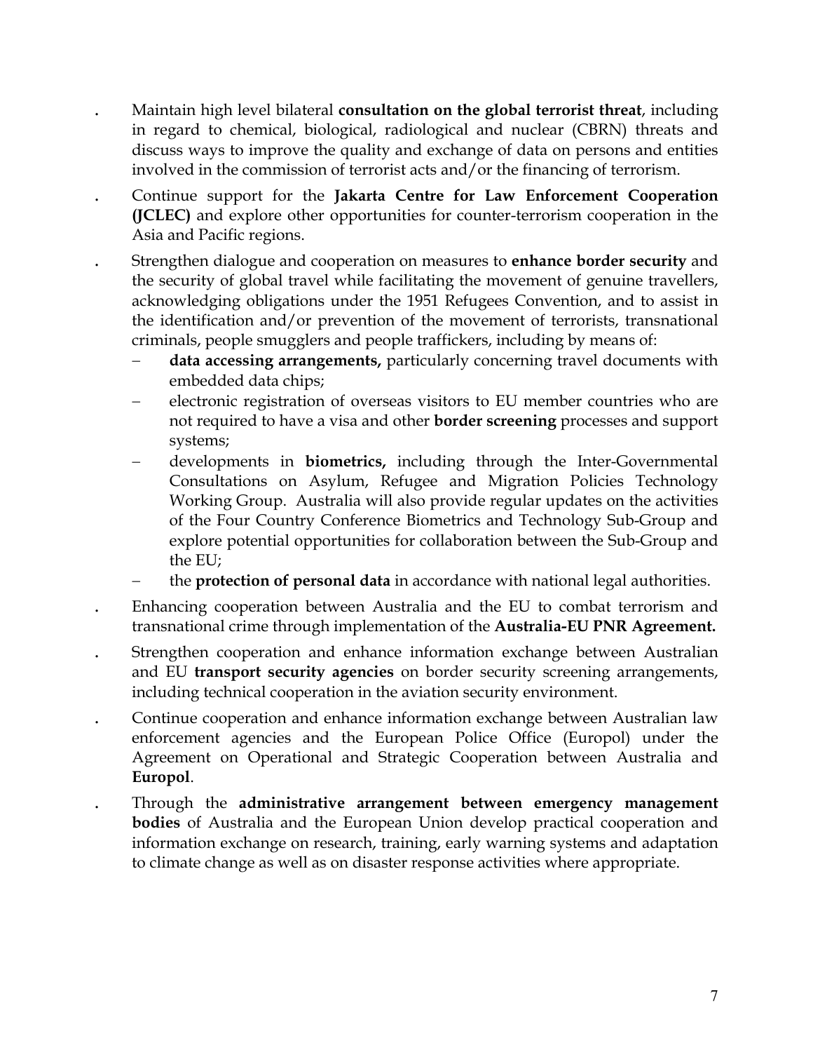- Maintain high level bilateral **consultation on the global terrorist threat**, including in regard to chemical, biological, radiological and nuclear (CBRN) threats and discuss ways to improve the quality and exchange of data on persons and entities involved in the commission of terrorist acts and/or the financing of terrorism.
- Continue support for the **Jakarta Centre for Law Enforcement Cooperation (JCLEC)** and explore other opportunities for counter-terrorism cooperation in the Asia and Pacific regions.
- Strengthen dialogue and cooperation on measures to **enhance border security** and the security of global travel while facilitating the movement of genuine travellers, acknowledging obligations under the 1951 Refugees Convention, and to assist in the identification and/or prevention of the movement of terrorists, transnational criminals, people smugglers and people traffickers, including by means of:
  - **data accessing arrangements,** particularly concerning travel documents with embedded data chips;
  - electronic registration of overseas visitors to EU member countries who are not required to have a visa and other **border screening** processes and support systems;
  - developments in **biometrics,** including through the Inter-Governmental Consultations on Asylum, Refugee and Migration Policies Technology Working Group. Australia will also provide regular updates on the activities of the Four Country Conference Biometrics and Technology Sub-Group and explore potential opportunities for collaboration between the Sub-Group and the EU;
  - the **protection of personal data** in accordance with national legal authorities.
- Enhancing cooperation between Australia and the EU to combat terrorism and transnational crime through implementation of the **Australia-EU PNR Agreement.**
- Strengthen cooperation and enhance information exchange between Australian and EU **transport security agencies** on border security screening arrangements, including technical cooperation in the aviation security environment.
- Continue cooperation and enhance information exchange between Australian law enforcement agencies and the European Police Office (Europol) under the Agreement on Operational and Strategic Cooperation between Australia and **Europol**.
- Through the **administrative arrangement between emergency management bodies** of Australia and the European Union develop practical cooperation and information exchange on research, training, early warning systems and adaptation to climate change as well as on disaster response activities where appropriate.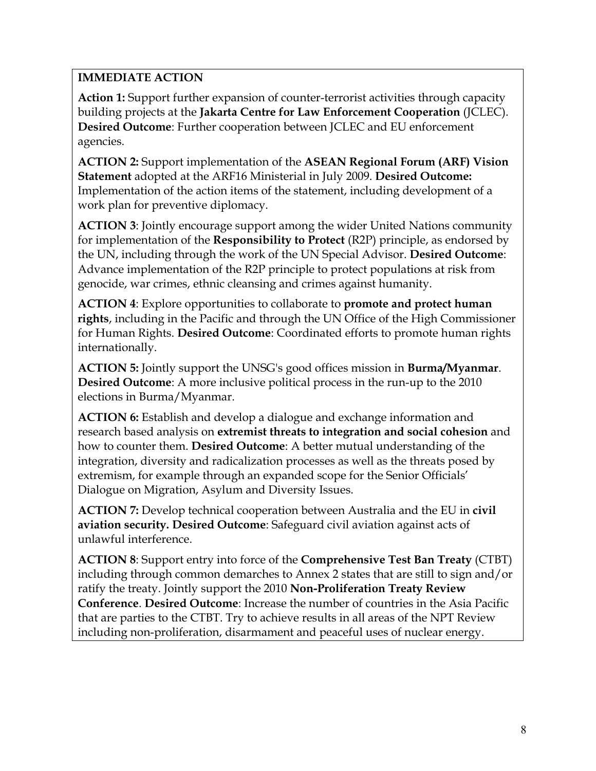**IMMEDIATE ACTION**

**Action 1:** Support further expansion of counter-terrorist activities through capacity building projects at the **Jakarta Centre for Law Enforcement Cooperation** (JCLEC). **Desired Outcome**: Further cooperation between JCLEC and EU enforcement agencies.

**ACTION 2:** Support implementation of the **ASEAN Regional Forum (ARF) Vision Statement** adopted at the ARF16 Ministerial in July 2009. **Desired Outcome:** Implementation of the action items of the statement, including development of a work plan for preventive diplomacy.

**ACTION 3**: Jointly encourage support among the wider United Nations community for implementation of the **Responsibility to Protect** (R2P) principle, as endorsed by the UN, including through the work of the UN Special Advisor. **Desired Outcome**: Advance implementation of the R2P principle to protect populations at risk from genocide, war crimes, ethnic cleansing and crimes against humanity.

**ACTION 4**: Explore opportunities to collaborate to **promote and protect human rights**, including in the Pacific and through the UN Office of the High Commissioner for Human Rights. **Desired Outcome**: Coordinated efforts to promote human rights internationally.

**ACTION 5:** Jointly support the UNSG's good offices mission in **Burma/Myanmar**. **Desired Outcome**: A more inclusive political process in the run-up to the 2010 elections in Burma/Myanmar.

**ACTION 6:** Establish and develop a dialogue and exchange information and research based analysis on **extremist threats to integration and social cohesion** and how to counter them. **Desired Outcome**: A better mutual understanding of the integration, diversity and radicalization processes as well as the threats posed by extremism, for example through an expanded scope for the Senior Officials' Dialogue on Migration, Asylum and Diversity Issues.

**ACTION 7:** Develop technical cooperation between Australia and the EU in **civil aviation security. Desired Outcome**: Safeguard civil aviation against acts of unlawful interference.

**ACTION 8**: Support entry into force of the **Comprehensive Test Ban Treaty** (CTBT) including through common demarches to Annex 2 states that are still to sign and/or ratify the treaty. Jointly support the 2010 **Non-Proliferation Treaty Review Conference**. **Desired Outcome**: Increase the number of countries in the Asia Pacific that are parties to the CTBT. Try to achieve results in all areas of the NPT Review including non-proliferation, disarmament and peaceful uses of nuclear energy.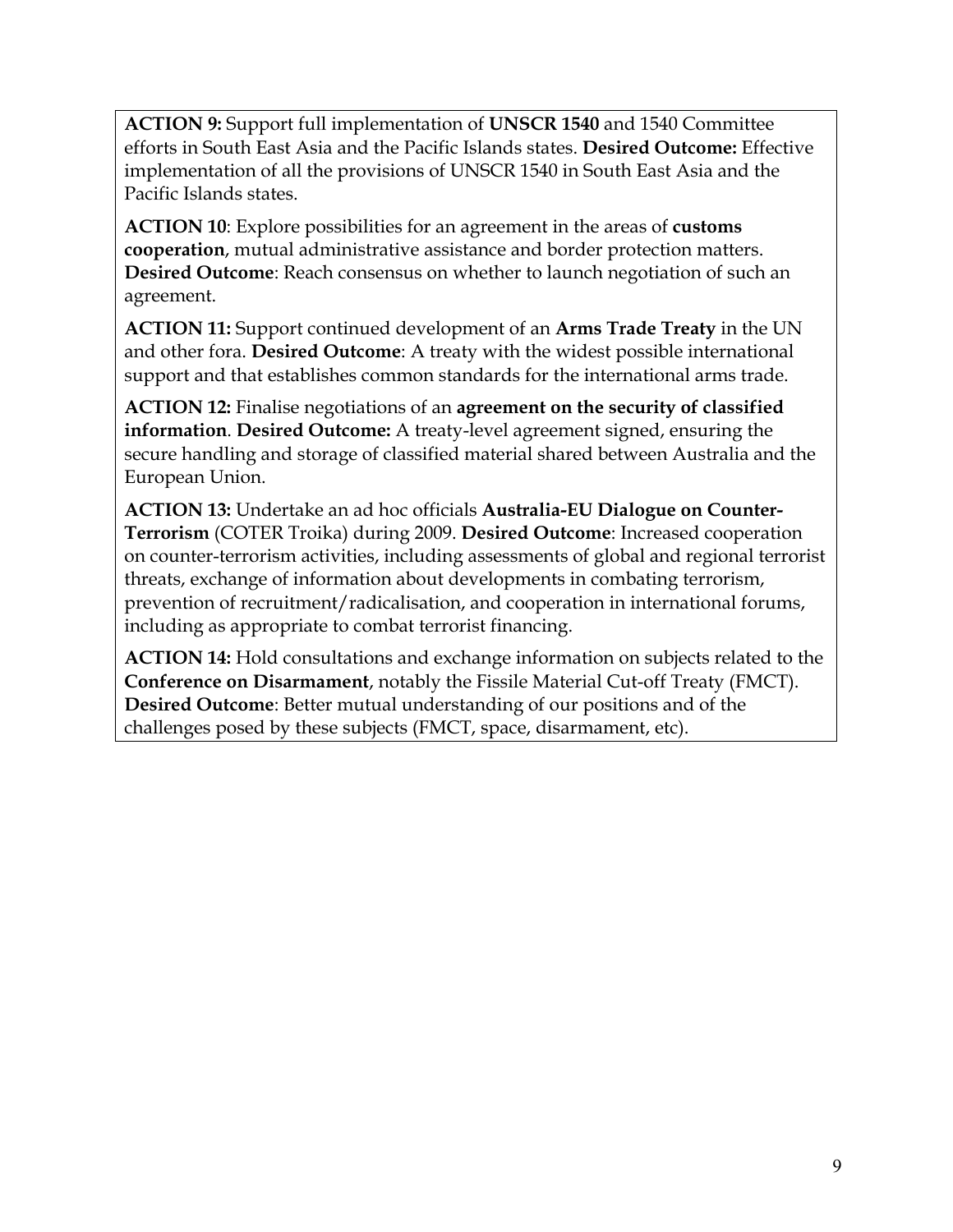**ACTION 9:** Support full implementation of **UNSCR 1540** and 1540 Committee efforts in South East Asia and the Pacific Islands states. **Desired Outcome:** Effective implementation of all the provisions of UNSCR 1540 in South East Asia and the Pacific Islands states.

**ACTION 10**: Explore possibilities for an agreement in the areas of **customs cooperation**, mutual administrative assistance and border protection matters. **Desired Outcome**: Reach consensus on whether to launch negotiation of such an agreement.

**ACTION 11:** Support continued development of an **Arms Trade Treaty** in the UN and other fora. **Desired Outcome**: A treaty with the widest possible international support and that establishes common standards for the international arms trade.

**ACTION 12:** Finalise negotiations of an **agreement on the security of classified information**. **Desired Outcome:** A treaty-level agreement signed, ensuring the secure handling and storage of classified material shared between Australia and the European Union.

**ACTION 13:** Undertake an ad hoc officials **Australia-EU Dialogue on Counter-Terrorism** (COTER Troika) during 2009. **Desired Outcome**: Increased cooperation on counter-terrorism activities, including assessments of global and regional terrorist threats, exchange of information about developments in combating terrorism, prevention of recruitment/radicalisation, and cooperation in international forums, including as appropriate to combat terrorist financing.

**ACTION 14:** Hold consultations and exchange information on subjects related to the **Conference on Disarmament**, notably the Fissile Material Cut-off Treaty (FMCT). **Desired Outcome**: Better mutual understanding of our positions and of the challenges posed by these subjects (FMCT, space, disarmament, etc).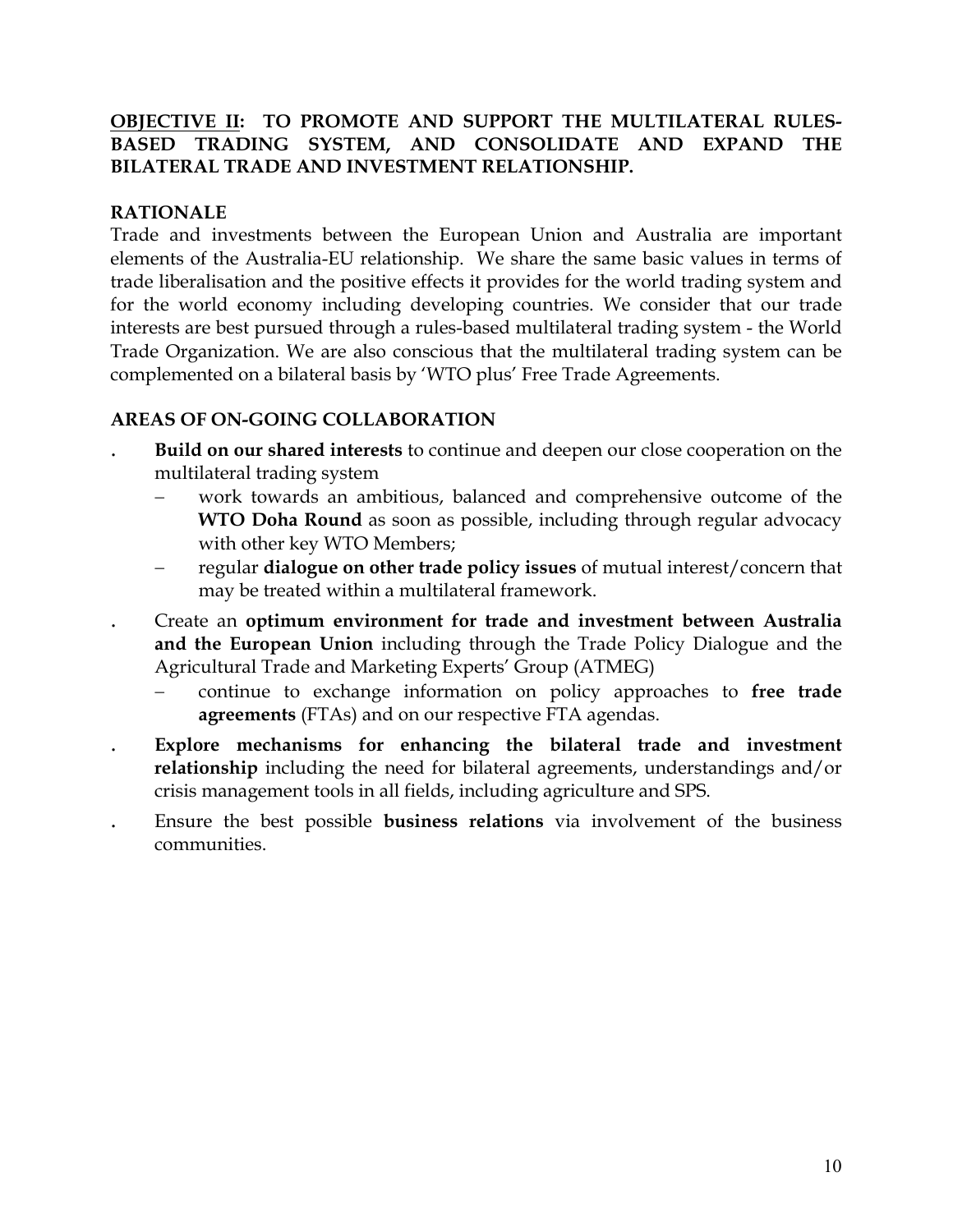## **<u>OBJECTIVE II</u>: TO PROMOTE AND SUPPORT THE MULTILATERAL RULES-BASED TRADING SYSTEM, AND CONSOLIDATE AND EXPAND THE BILATERAL TRADE AND INVESTMENT RELATIONSHIP.**

### **RATIONALE**

Trade and investments between the European Union and Australia are important elements of the Australia-EU relationship. We share the same basic values in terms of trade liberalisation and the positive effects it provides for the world trading system and for the world economy including developing countries. We consider that our trade interests are best pursued through a rules-based multilateral trading system - the World Trade Organization. We are also conscious that the multilateral trading system can be complemented on a bilateral basis by 'WTO plus' Free Trade Agreements.

### **AREAS OF ON-GOING COLLABORATION**

- **Build on our shared interests** to continue and deepen our close cooperation on the multilateral trading system
  - work towards an ambitious, balanced and comprehensive outcome of the **WTO Doha Round** as soon as possible, including through regular advocacy with other key WTO Members;
  - regular **dialogue on other trade policy issues** of mutual interest/concern that may be treated within a multilateral framework.
- Create an **optimum environment for trade and investment between Australia and the European Union** including through the Trade Policy Dialogue and the Agricultural Trade and Marketing Experts' Group (ATMEG)
  - continue to exchange information on policy approaches to **free trade agreements** (FTAs) and on our respective FTA agendas.
- **Explore mechanisms for enhancing the bilateral trade and investment relationship** including the need for bilateral agreements, understandings and/or crisis management tools in all fields, including agriculture and SPS.
- Ensure the best possible **business relations** via involvement of the business communities.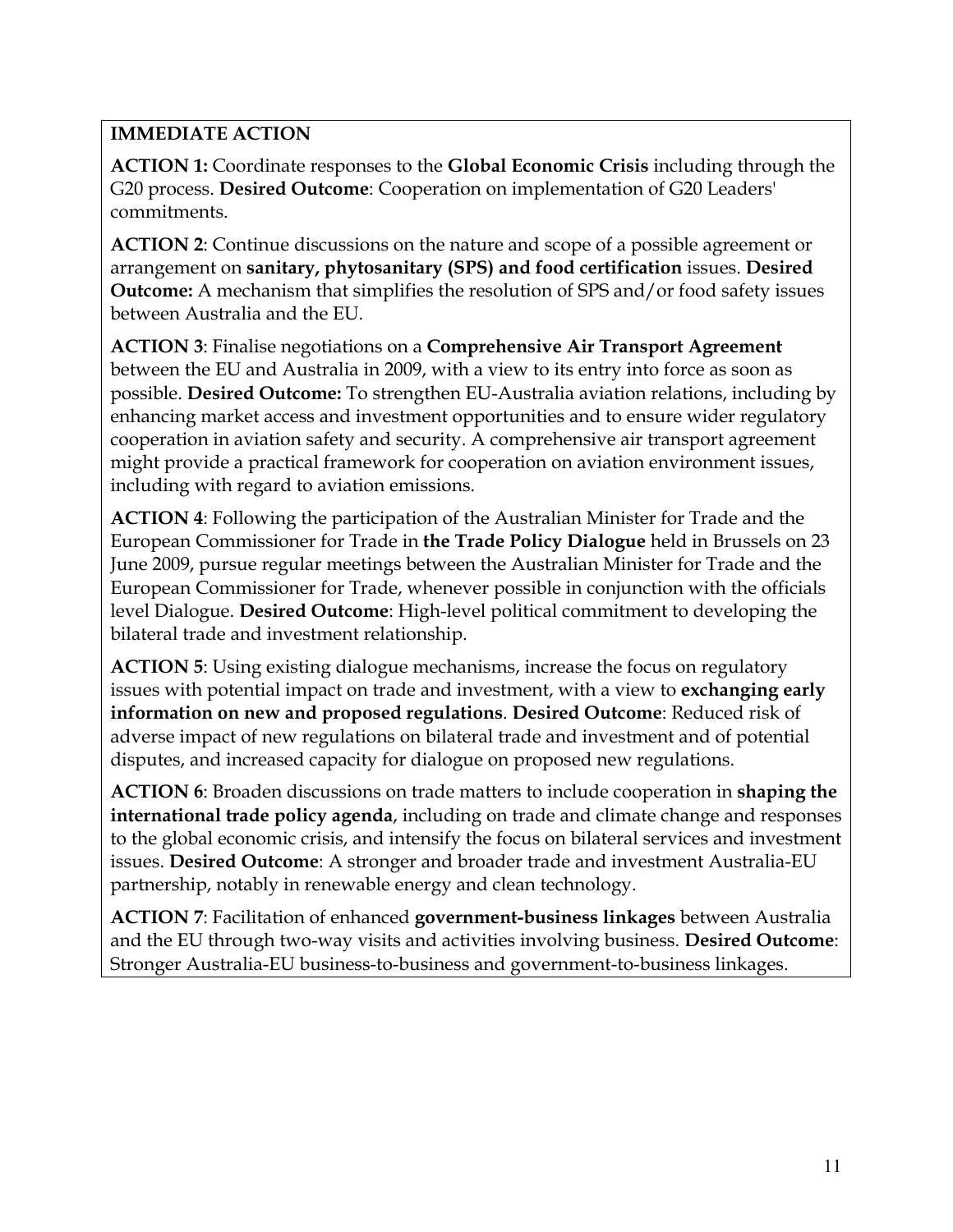**IMMEDIATE ACTION**

**ACTION 1:** Coordinate responses to the **Global Economic Crisis** including through the G20 process. **Desired Outcome**: Cooperation on implementation of G20 Leaders' commitments.

**ACTION 2**: Continue discussions on the nature and scope of a possible agreement or arrangement on **sanitary, phytosanitary (SPS) and food certification** issues. **Desired Outcome:** A mechanism that simplifies the resolution of SPS and/or food safety issues between Australia and the EU.

**ACTION 3**: Finalise negotiations on a **Comprehensive Air Transport Agreement** between the EU and Australia in 2009, with a view to its entry into force as soon as possible. **Desired Outcome:** To strengthen EU-Australia aviation relations, including by enhancing market access and investment opportunities and to ensure wider regulatory cooperation in aviation safety and security. A comprehensive air transport agreement might provide a practical framework for cooperation on aviation environment issues, including with regard to aviation emissions.

**ACTION 4**: Following the participation of the Australian Minister for Trade and the European Commissioner for Trade in **the Trade Policy Dialogue** held in Brussels on 23 June 2009, pursue regular meetings between the Australian Minister for Trade and the European Commissioner for Trade, whenever possible in conjunction with the officials level Dialogue. **Desired Outcome**: High-level political commitment to developing the bilateral trade and investment relationship.

**ACTION 5**: Using existing dialogue mechanisms, increase the focus on regulatory issues with potential impact on trade and investment, with a view to **exchanging early information on new and proposed regulations**. **Desired Outcome**: Reduced risk of adverse impact of new regulations on bilateral trade and investment and of potential disputes, and increased capacity for dialogue on proposed new regulations.

**ACTION 6**: Broaden discussions on trade matters to include cooperation in **shaping the international trade policy agenda**, including on trade and climate change and responses to the global economic crisis, and intensify the focus on bilateral services and investment issues. **Desired Outcome**: A stronger and broader trade and investment Australia-EU partnership, notably in renewable energy and clean technology.

**ACTION 7**: Facilitation of enhanced **government-business linkages** between Australia and the EU through two-way visits and activities involving business. **Desired Outcome**: Stronger Australia-EU business-to-business and government-to-business linkages.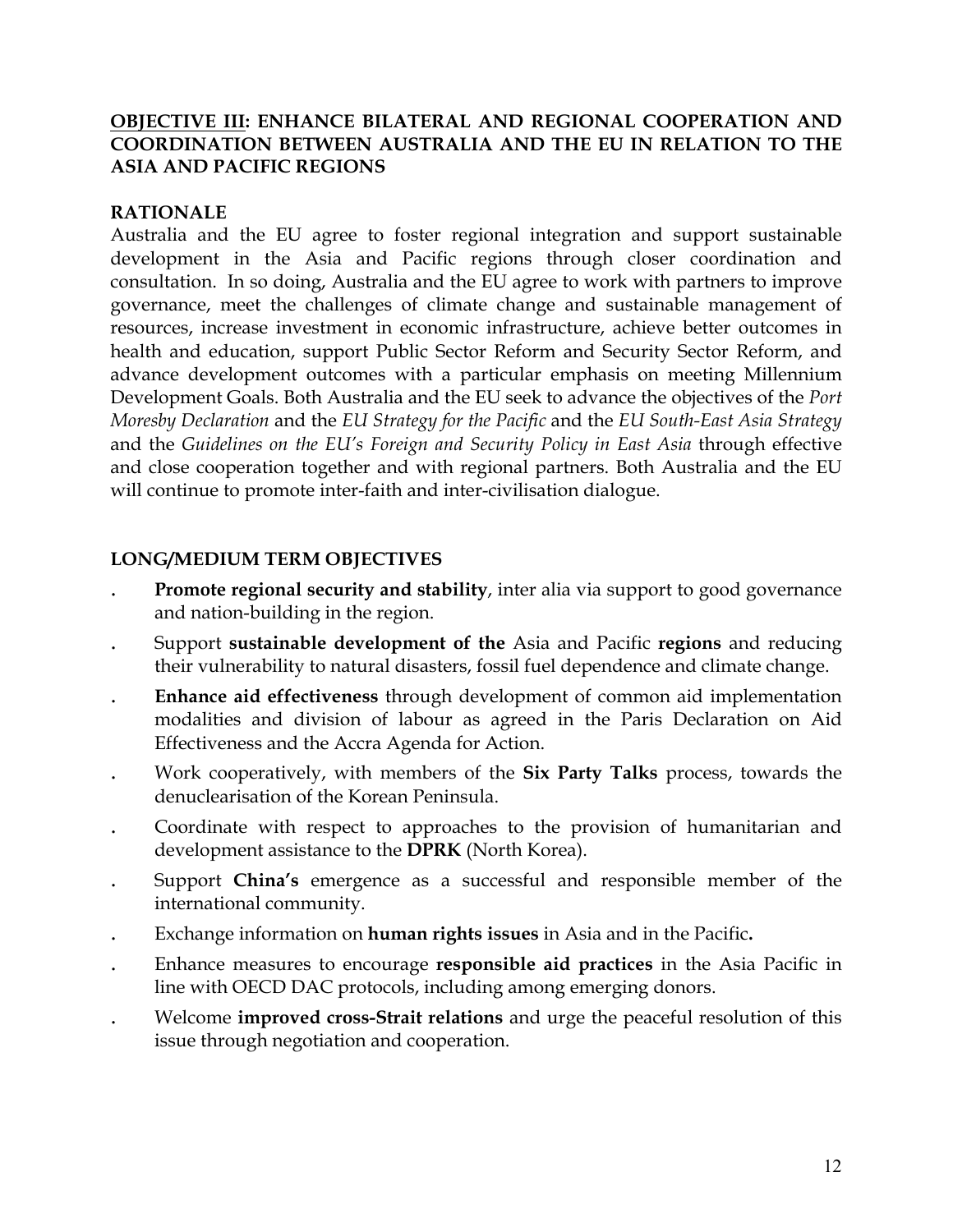## <u>OBJECTIVE III</u>: ENHANCE BILATERAL AND REGIONAL COOPERATION AND COORDINATION BETWEEN AUSTRALIA AND THE EU IN RELATION TO THE ASIA AND PACIFIC REGIONS

**RATIONALE**

Australia and the EU agree to foster regional integration and support sustainable development in the Asia and Pacific regions through closer coordination and consultation. In so doing, Australia and the EU agree to work with partners to improve governance, meet the challenges of climate change and sustainable management of resources, increase investment in economic infrastructure, achieve better outcomes in health and education, support Public Sector Reform and Security Sector Reform, and advance development outcomes with a particular emphasis on meeting Millennium Development Goals. Both Australia and the EU seek to advance the objectives of the *Port Moresby Declaration* and the *EU Strategy for the Pacific* and the *EU South-East Asia Strategy* and the *Guidelines on the EU's Foreign and Security Policy in East Asia* through effective and close cooperation together and with regional partners. Both Australia and the EU will continue to promote inter-faith and inter-civilisation dialogue.

**LONG/MEDIUM TERM OBJECTIVES**

- **Promote regional security and stability**, inter alia via support to good governance and nation-building in the region.
- Support **sustainable development of the** Asia and Pacific **regions** and reducing their vulnerability to natural disasters, fossil fuel dependence and climate change.
- **Enhance aid effectiveness** through development of common aid implementation modalities and division of labour as agreed in the Paris Declaration on Aid Effectiveness and the Accra Agenda for Action.
- Work cooperatively, with members of the **Six Party Talks** process, towards the denuclearisation of the Korean Peninsula.
- Coordinate with respect to approaches to the provision of humanitarian and development assistance to the **DPRK** (North Korea).
- Support **China's** emergence as a successful and responsible member of the international community.
- Exchange information on **human rights issues** in Asia and in the Pacific**.**
- Enhance measures to encourage **responsible aid practices** in the Asia Pacific in line with OECD DAC protocols, including among emerging donors.
- Welcome **improved cross-Strait relations** and urge the peaceful resolution of this issue through negotiation and cooperation.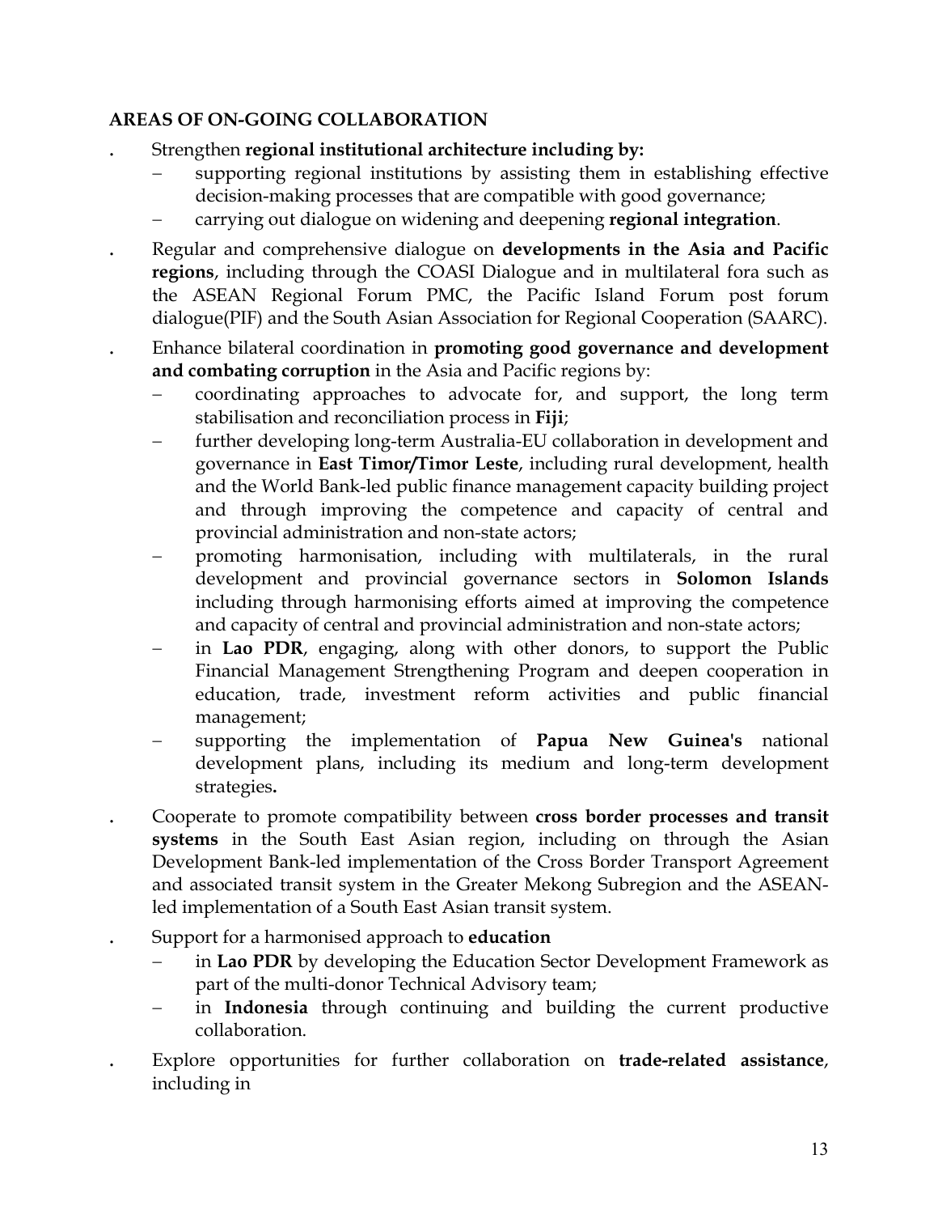**AREAS OF ON-GOING COLLABORATION**

- Strengthen **regional institutional architecture including by:**
  - supporting regional institutions by assisting them in establishing effective decision-making processes that are compatible with good governance;
  - carrying out dialogue on widening and deepening **regional integration**.
- Regular and comprehensive dialogue on **developments in the Asia and Pacific regions**, including through the COASI Dialogue and in multilateral fora such as the ASEAN Regional Forum PMC, the Pacific Island Forum post forum dialogue(PIF) and the South Asian Association for Regional Cooperation (SAARC).
- Enhance bilateral coordination in **promoting good governance and development and combating corruption** in the Asia and Pacific regions by:
  - coordinating approaches to advocate for, and support, the long term stabilisation and reconciliation process in **Fiji**;
  - further developing long-term Australia-EU collaboration in development and governance in **East Timor/Timor Leste**, including rural development, health and the World Bank-led public finance management capacity building project and through improving the competence and capacity of central and provincial administration and non-state actors;
  - promoting harmonisation, including with multilaterals, in the rural development and provincial governance sectors in **Solomon Islands** including through harmonising efforts aimed at improving the competence and capacity of central and provincial administration and non-state actors;
  - in **Lao PDR**, engaging, along with other donors, to support the Public Financial Management Strengthening Program and deepen cooperation in education, trade, investment reform activities and public financial management;
  - supporting the implementation of **Papua New Guinea's** national development plans, including its medium and long-term development strategies**.**
- Cooperate to promote compatibility between **cross border processes and transit systems** in the South East Asian region, including on through the Asian Development Bank-led implementation of the Cross Border Transport Agreement and associated transit system in the Greater Mekong Subregion and the ASEAN-led implementation of a South East Asian transit system.
- Support for a harmonised approach to **education**
  - in **Lao PDR** by developing the Education Sector Development Framework as part of the multi-donor Technical Advisory team;
  - in **Indonesia** through continuing and building the current productive collaboration.
- Explore opportunities for further collaboration on **trade-related assistance**, including in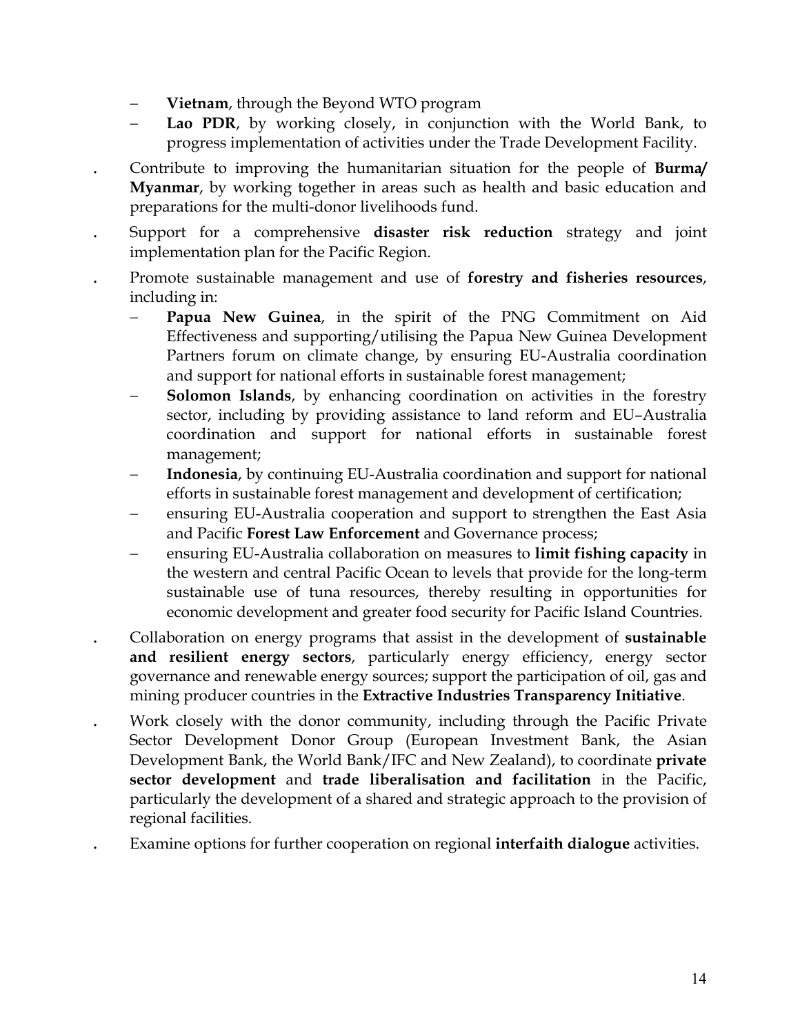- **Vietnam**, through the Beyond WTO program
  - **Lao PDR**, by working closely, in conjunction with the World Bank, to progress implementation of activities under the Trade Development Facility.

- Contribute to improving the humanitarian situation for the people of **Burma/ Myanmar**, by working together in areas such as health and basic education and preparations for the multi-donor livelihoods fund.
- Support for a comprehensive **disaster risk reduction** strategy and joint implementation plan for the Pacific Region.
- Promote sustainable management and use of **forestry and fisheries resources**, including in:
  - **Papua New Guinea**, in the spirit of the PNG Commitment on Aid Effectiveness and supporting/utilising the Papua New Guinea Development Partners forum on climate change, by ensuring EU-Australia coordination and support for national efforts in sustainable forest management;
  - **Solomon Islands**, by enhancing coordination on activities in the forestry sector, including by providing assistance to land reform and EU–Australia coordination and support for national efforts in sustainable forest management;
  - **Indonesia**, by continuing EU-Australia coordination and support for national efforts in sustainable forest management and development of certification;
  - ensuring EU-Australia cooperation and support to strengthen the East Asia and Pacific **Forest Law Enforcement** and Governance process;
  - ensuring EU-Australia collaboration on measures to **limit fishing capacity** in the western and central Pacific Ocean to levels that provide for the long-term sustainable use of tuna resources, thereby resulting in opportunities for economic development and greater food security for Pacific Island Countries.
- Collaboration on energy programs that assist in the development of **sustainable and resilient energy sectors**, particularly energy efficiency, energy sector governance and renewable energy sources; support the participation of oil, gas and mining producer countries in the **Extractive Industries Transparency Initiative**.
- Work closely with the donor community, including through the Pacific Private Sector Development Donor Group (European Investment Bank, the Asian Development Bank, the World Bank/IFC and New Zealand), to coordinate **private sector development** and **trade liberalisation and facilitation** in the Pacific, particularly the development of a shared and strategic approach to the provision of regional facilities.
- Examine options for further cooperation on regional **interfaith dialogue** activities.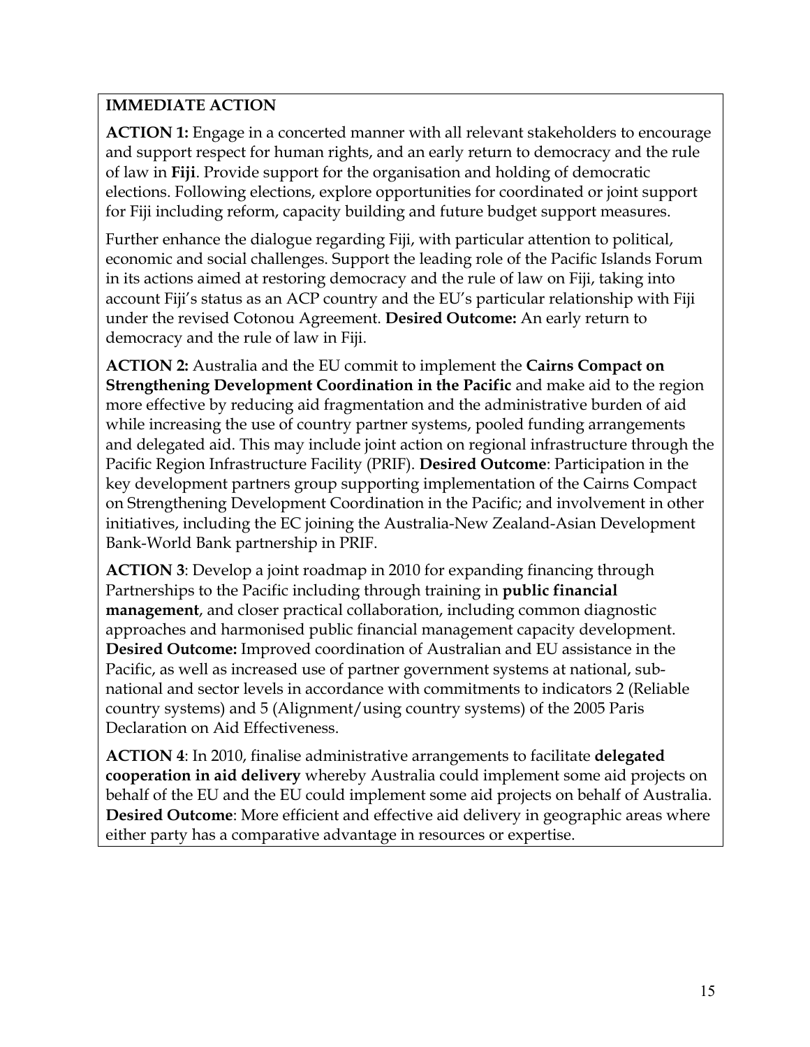**IMMEDIATE ACTION**

**ACTION 1:** Engage in a concerted manner with all relevant stakeholders to encourage and support respect for human rights, and an early return to democracy and the rule of law in **Fiji**. Provide support for the organisation and holding of democratic elections. Following elections, explore opportunities for coordinated or joint support for Fiji including reform, capacity building and future budget support measures.

Further enhance the dialogue regarding Fiji, with particular attention to political, economic and social challenges. Support the leading role of the Pacific Islands Forum in its actions aimed at restoring democracy and the rule of law on Fiji, taking into account Fiji's status as an ACP country and the EU's particular relationship with Fiji under the revised Cotonou Agreement. **Desired Outcome:** An early return to democracy and the rule of law in Fiji.

**ACTION 2:** Australia and the EU commit to implement the **Cairns Compact on Strengthening Development Coordination in the Pacific** and make aid to the region more effective by reducing aid fragmentation and the administrative burden of aid while increasing the use of country partner systems, pooled funding arrangements and delegated aid. This may include joint action on regional infrastructure through the Pacific Region Infrastructure Facility (PRIF). **Desired Outcome**: Participation in the key development partners group supporting implementation of the Cairns Compact on Strengthening Development Coordination in the Pacific; and involvement in other initiatives, including the EC joining the Australia-New Zealand-Asian Development Bank-World Bank partnership in PRIF.

**ACTION 3**: Develop a joint roadmap in 2010 for expanding financing through Partnerships to the Pacific including through training in **public financial management**, and closer practical collaboration, including common diagnostic approaches and harmonised public financial management capacity development. **Desired Outcome:** Improved coordination of Australian and EU assistance in the Pacific, as well as increased use of partner government systems at national, sub-national and sector levels in accordance with commitments to indicators 2 (Reliable country systems) and 5 (Alignment/using country systems) of the 2005 Paris Declaration on Aid Effectiveness.

**ACTION 4**: In 2010, finalise administrative arrangements to facilitate **delegated cooperation in aid delivery** whereby Australia could implement some aid projects on behalf of the EU and the EU could implement some aid projects on behalf of Australia. **Desired Outcome**: More efficient and effective aid delivery in geographic areas where either party has a comparative advantage in resources or expertise.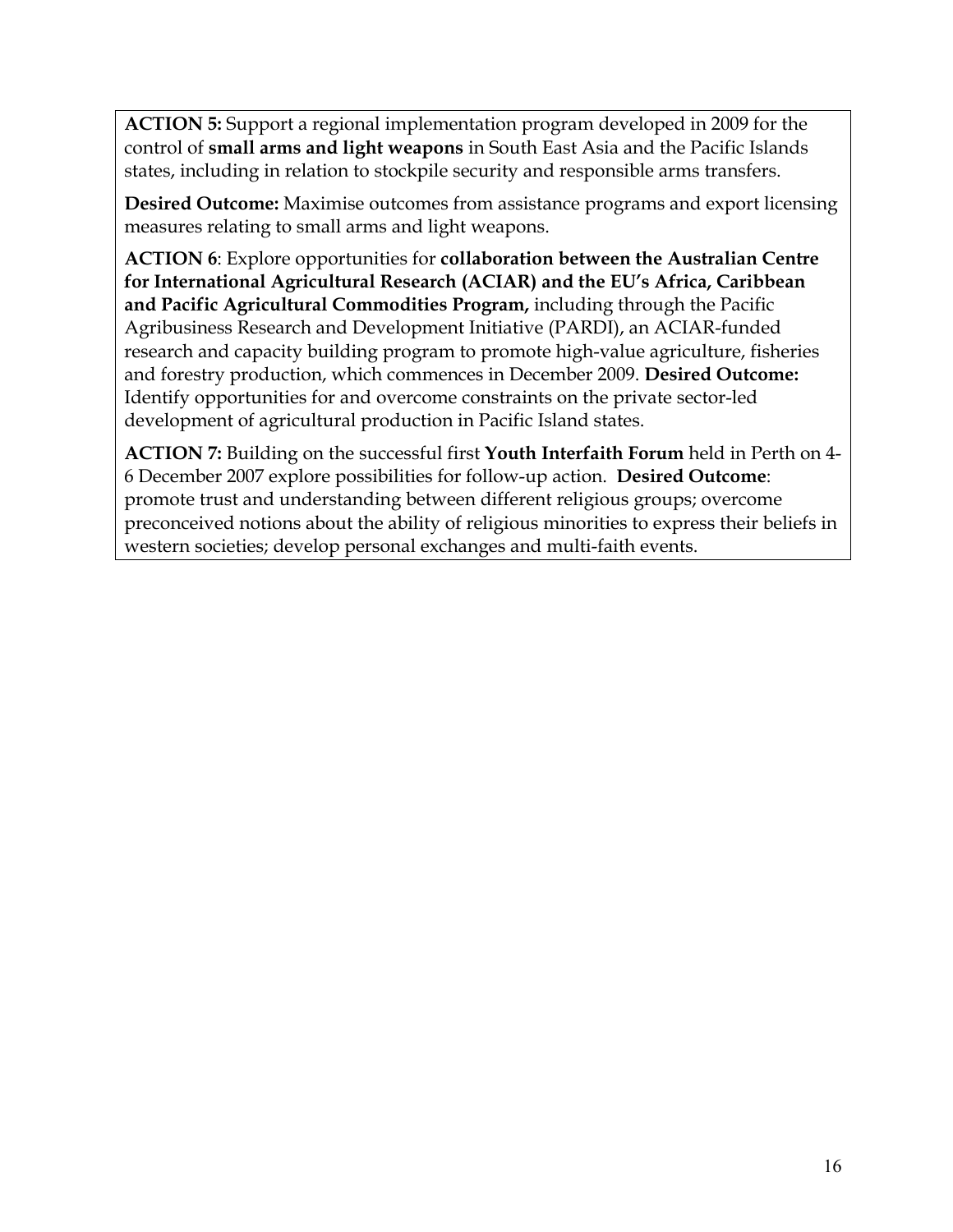**ACTION 5:** Support a regional implementation program developed in 2009 for the control of **small arms and light weapons** in South East Asia and the Pacific Islands states, including in relation to stockpile security and responsible arms transfers.

**Desired Outcome:** Maximise outcomes from assistance programs and export licensing measures relating to small arms and light weapons.

**ACTION 6**: Explore opportunities for **collaboration between the Australian Centre for International Agricultural Research (ACIAR) and the EU's Africa, Caribbean and Pacific Agricultural Commodities Program,** including through the Pacific Agribusiness Research and Development Initiative (PARDI), an ACIAR-funded research and capacity building program to promote high-value agriculture, fisheries and forestry production, which commences in December 2009. **Desired Outcome:** Identify opportunities for and overcome constraints on the private sector-led development of agricultural production in Pacific Island states.

**ACTION 7:** Building on the successful first **Youth Interfaith Forum** held in Perth on 4-6 December 2007 explore possibilities for follow-up action. **Desired Outcome**: promote trust and understanding between different religious groups; overcome preconceived notions about the ability of religious minorities to express their beliefs in western societies; develop personal exchanges and multi-faith events.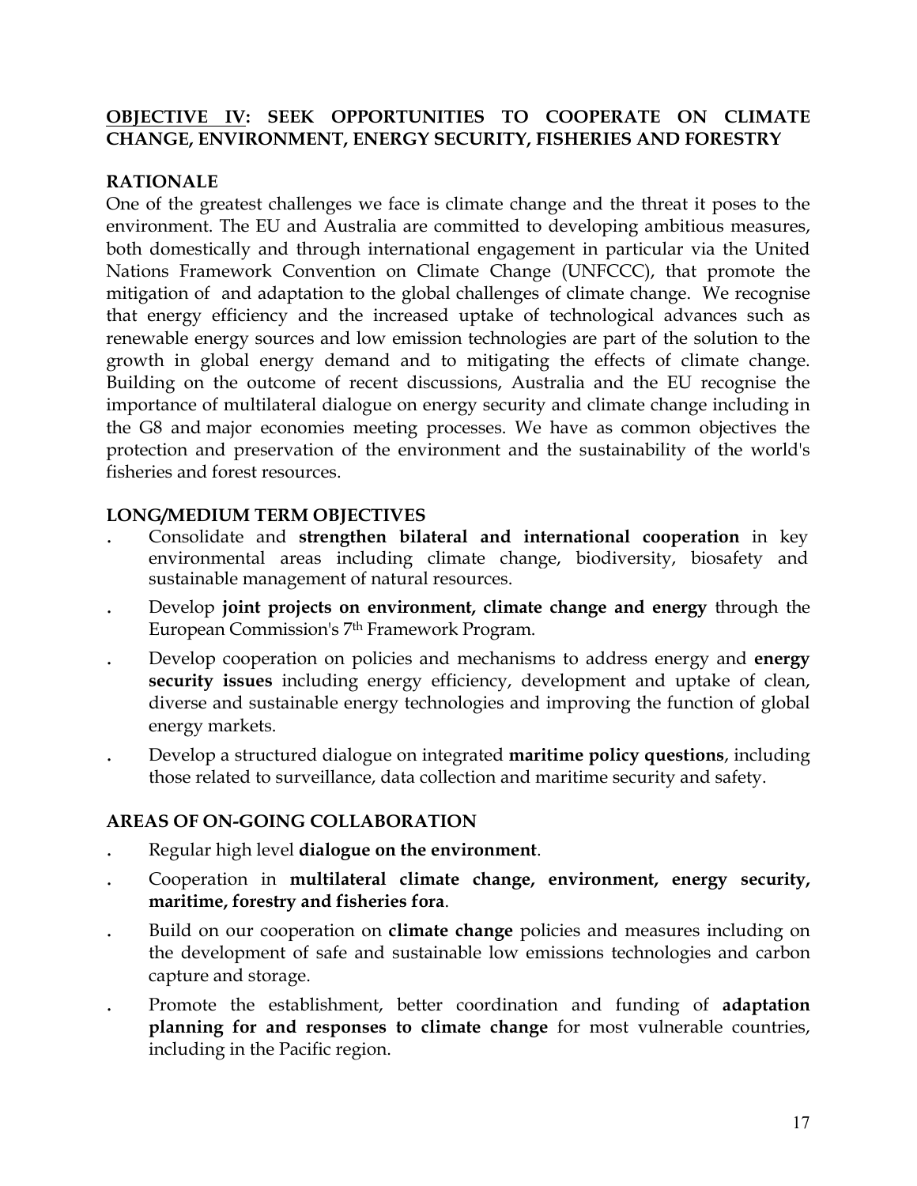## **<u>OBJECTIVE IV</u>: SEEK OPPORTUNITIES TO COOPERATE ON CLIMATE CHANGE, ENVIRONMENT, ENERGY SECURITY, FISHERIES AND FORESTRY**

### RATIONALE

One of the greatest challenges we face is climate change and the threat it poses to the environment. The EU and Australia are committed to developing ambitious measures, both domestically and through international engagement in particular via the United Nations Framework Convention on Climate Change (UNFCCC), that promote the mitigation of and adaptation to the global challenges of climate change. We recognise that energy efficiency and the increased uptake of technological advances such as renewable energy sources and low emission technologies are part of the solution to the growth in global energy demand and to mitigating the effects of climate change. Building on the outcome of recent discussions, Australia and the EU recognise the importance of multilateral dialogue on energy security and climate change including in the G8 and major economies meeting processes. We have as common objectives the protection and preservation of the environment and the sustainability of the world's fisheries and forest resources.

### LONG/MEDIUM TERM OBJECTIVES

- Consolidate and **strengthen bilateral and international cooperation** in key environmental areas including climate change, biodiversity, biosafety and sustainable management of natural resources.
- Develop **joint projects on environment, climate change and energy** through the European Commission's 7th Framework Program.
- Develop cooperation on policies and mechanisms to address energy and **energy security issues** including energy efficiency, development and uptake of clean, diverse and sustainable energy technologies and improving the function of global energy markets.
- Develop a structured dialogue on integrated **maritime policy questions**, including those related to surveillance, data collection and maritime security and safety.

### AREAS OF ON-GOING COLLABORATION

- Regular high level **dialogue on the environment**.
- Cooperation in **multilateral climate change, environment, energy security, maritime, forestry and fisheries fora**.
- Build on our cooperation on **climate change** policies and measures including on the development of safe and sustainable low emissions technologies and carbon capture and storage.
- Promote the establishment, better coordination and funding of **adaptation planning for and responses to climate change** for most vulnerable countries, including in the Pacific region.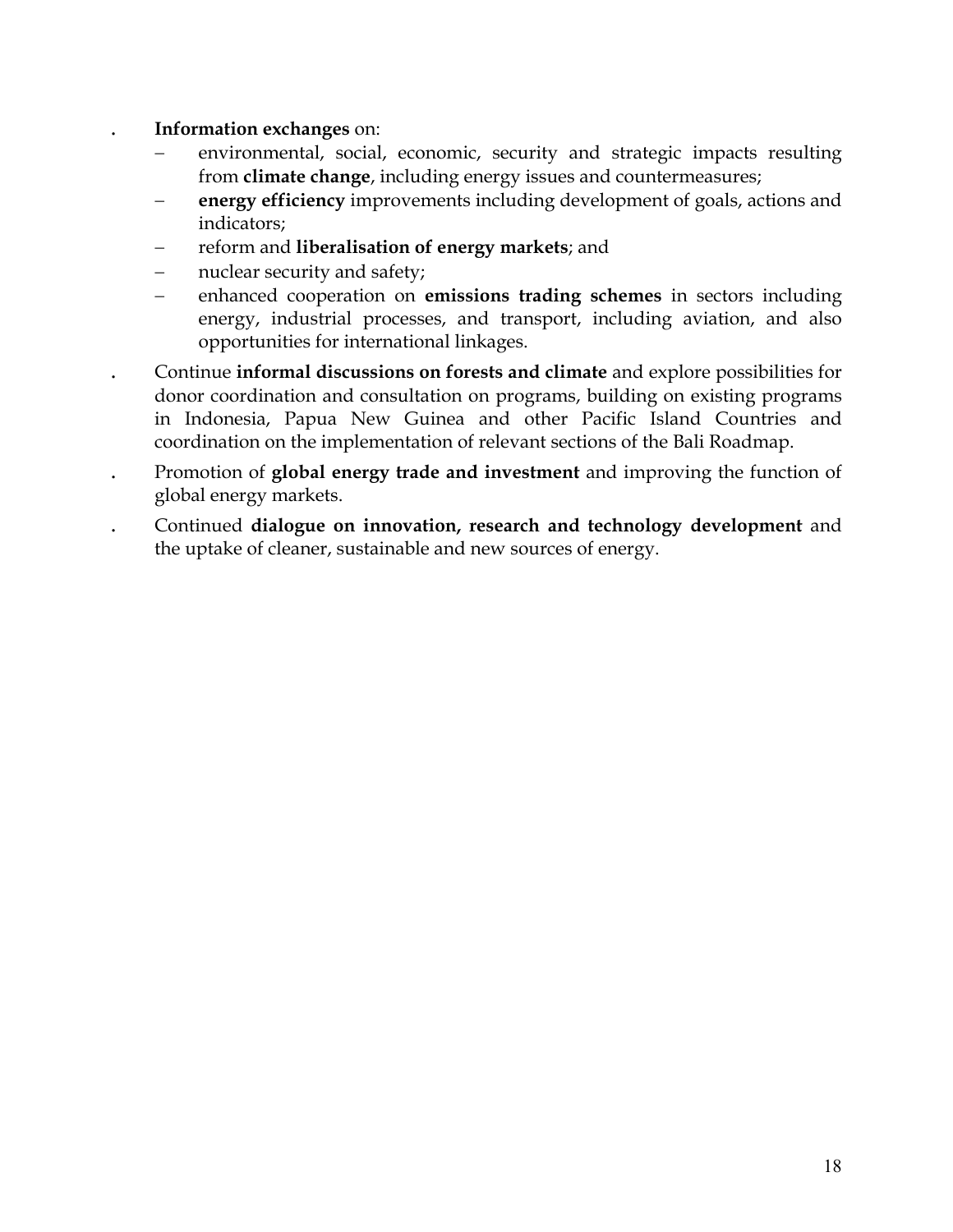- **Information exchanges** on:
  - environmental, social, economic, security and strategic impacts resulting from **climate change**, including energy issues and countermeasures;
  - **energy efficiency** improvements including development of goals, actions and indicators;
  - reform and **liberalisation of energy markets**; and
  - nuclear security and safety;
  - enhanced cooperation on **emissions trading schemes** in sectors including energy, industrial processes, and transport, including aviation, and also opportunities for international linkages.
- Continue **informal discussions on forests and climate** and explore possibilities for donor coordination and consultation on programs, building on existing programs in Indonesia, Papua New Guinea and other Pacific Island Countries and coordination on the implementation of relevant sections of the Bali Roadmap.
- Promotion of **global energy trade and investment** and improving the function of global energy markets.
- Continued **dialogue on innovation, research and technology development** and the uptake of cleaner, sustainable and new sources of energy.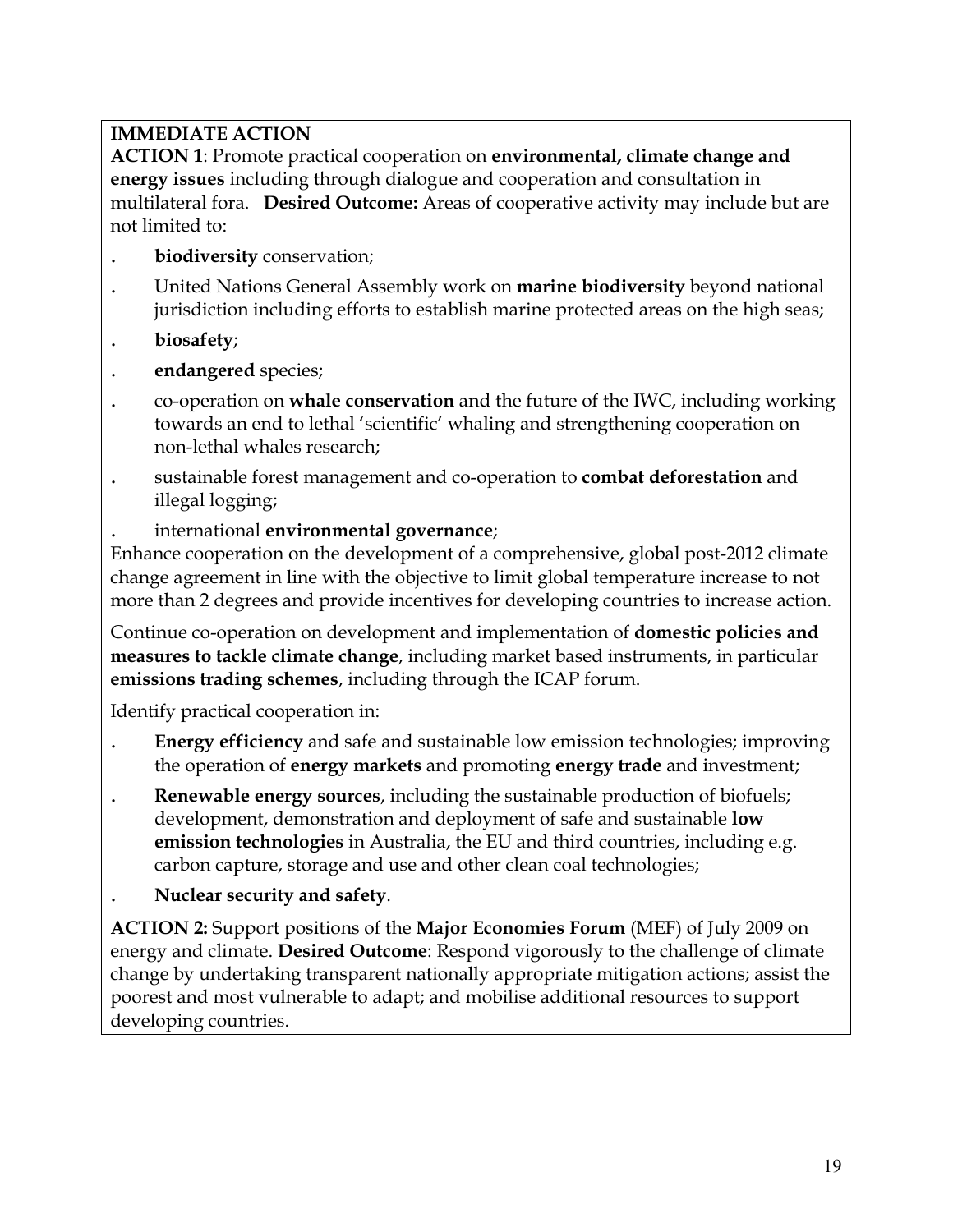**IMMEDIATE ACTION**

**ACTION 1**: Promote practical cooperation on **environmental, climate change and energy issues** including through dialogue and cooperation and consultation in multilateral fora. **Desired Outcome:** Areas of cooperative activity may include but are not limited to:

- **biodiversity** conservation;
- United Nations General Assembly work on **marine biodiversity** beyond national jurisdiction including efforts to establish marine protected areas on the high seas;
- **biosafety**;
- **endangered** species;
- co-operation on **whale conservation** and the future of the IWC, including working towards an end to lethal 'scientific' whaling and strengthening cooperation on non-lethal whales research;
- sustainable forest management and co-operation to **combat deforestation** and illegal logging;
- international **environmental governance**;

Enhance cooperation on the development of a comprehensive, global post-2012 climate change agreement in line with the objective to limit global temperature increase to not more than 2 degrees and provide incentives for developing countries to increase action.

Continue co-operation on development and implementation of **domestic policies and measures to tackle climate change**, including market based instruments, in particular **emissions trading schemes**, including through the ICAP forum.

Identify practical cooperation in:

- **Energy efficiency** and safe and sustainable low emission technologies; improving the operation of **energy markets** and promoting **energy trade** and investment;
- **Renewable energy sources**, including the sustainable production of biofuels; development, demonstration and deployment of safe and sustainable **low emission technologies** in Australia, the EU and third countries, including e.g. carbon capture, storage and use and other clean coal technologies;
- **Nuclear security and safety**.

**ACTION 2:** Support positions of the **Major Economies Forum** (MEF) of July 2009 on energy and climate. **Desired Outcome**: Respond vigorously to the challenge of climate change by undertaking transparent nationally appropriate mitigation actions; assist the poorest and most vulnerable to adapt; and mobilise additional resources to support developing countries.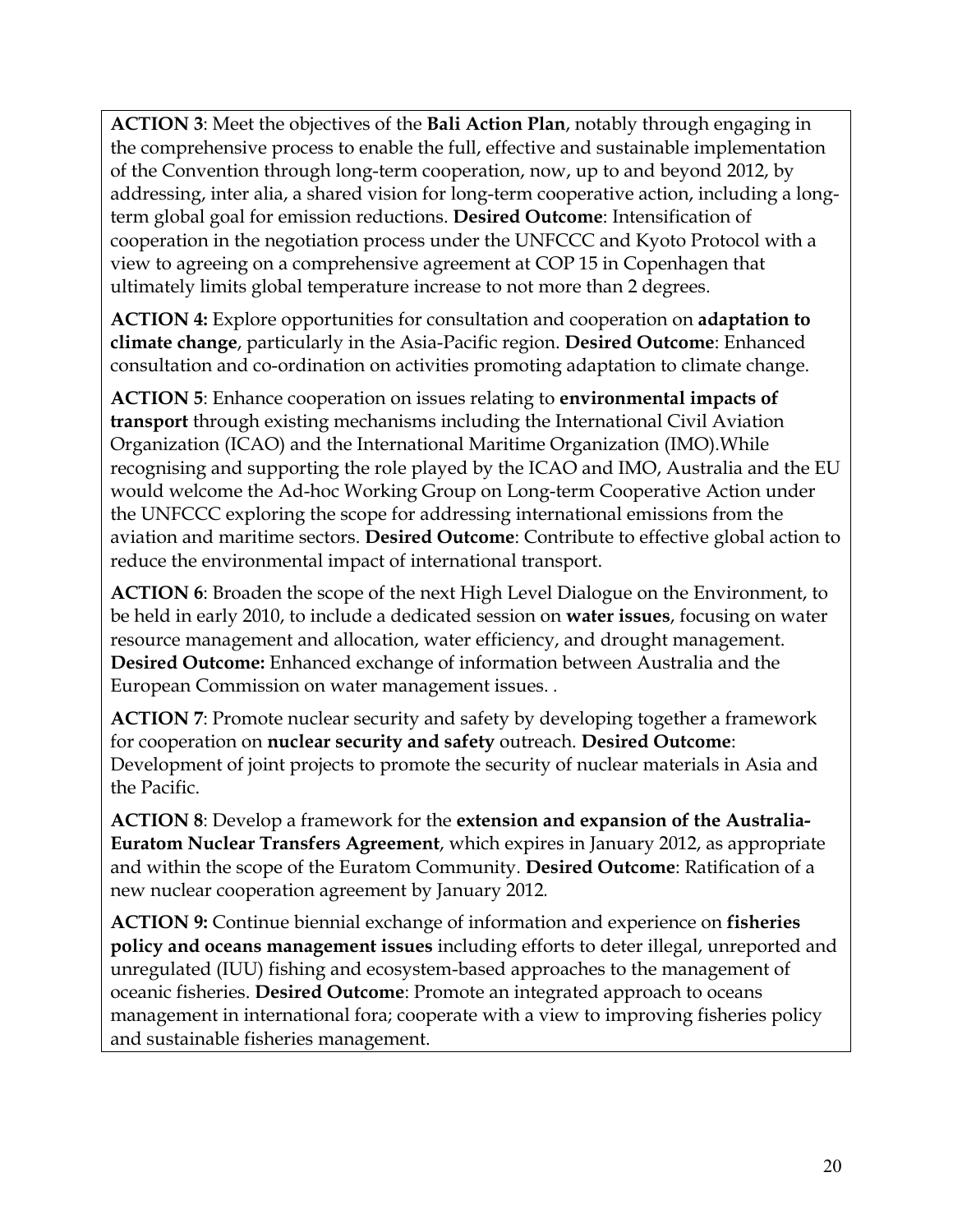**ACTION 3**: Meet the objectives of the **Bali Action Plan**, notably through engaging in the comprehensive process to enable the full, effective and sustainable implementation of the Convention through long-term cooperation, now, up to and beyond 2012, by addressing, inter alia, a shared vision for long-term cooperative action, including a long-term global goal for emission reductions. **Desired Outcome**: Intensification of cooperation in the negotiation process under the UNFCCC and Kyoto Protocol with a view to agreeing on a comprehensive agreement at COP 15 in Copenhagen that ultimately limits global temperature increase to not more than 2 degrees.

**ACTION 4:** Explore opportunities for consultation and cooperation on **adaptation to climate change**, particularly in the Asia-Pacific region. **Desired Outcome**: Enhanced consultation and co-ordination on activities promoting adaptation to climate change.

**ACTION 5**: Enhance cooperation on issues relating to **environmental impacts of transport** through existing mechanisms including the International Civil Aviation Organization (ICAO) and the International Maritime Organization (IMO).While recognising and supporting the role played by the ICAO and IMO, Australia and the EU would welcome the Ad-hoc Working Group on Long-term Cooperative Action under the UNFCCC exploring the scope for addressing international emissions from the aviation and maritime sectors. **Desired Outcome**: Contribute to effective global action to reduce the environmental impact of international transport.

**ACTION 6**: Broaden the scope of the next High Level Dialogue on the Environment, to be held in early 2010, to include a dedicated session on **water issues**, focusing on water resource management and allocation, water efficiency, and drought management. **Desired Outcome:** Enhanced exchange of information between Australia and the European Commission on water management issues. .

**ACTION 7**: Promote nuclear security and safety by developing together a framework for cooperation on **nuclear security and safety** outreach. **Desired Outcome**: Development of joint projects to promote the security of nuclear materials in Asia and the Pacific.

**ACTION 8**: Develop a framework for the **extension and expansion of the Australia-Euratom Nuclear Transfers Agreement**, which expires in January 2012, as appropriate and within the scope of the Euratom Community. **Desired Outcome**: Ratification of a new nuclear cooperation agreement by January 2012.

**ACTION 9:** Continue biennial exchange of information and experience on **fisheries policy and oceans management issues** including efforts to deter illegal, unreported and unregulated (IUU) fishing and ecosystem-based approaches to the management of oceanic fisheries. **Desired Outcome**: Promote an integrated approach to oceans management in international fora; cooperate with a view to improving fisheries policy and sustainable fisheries management.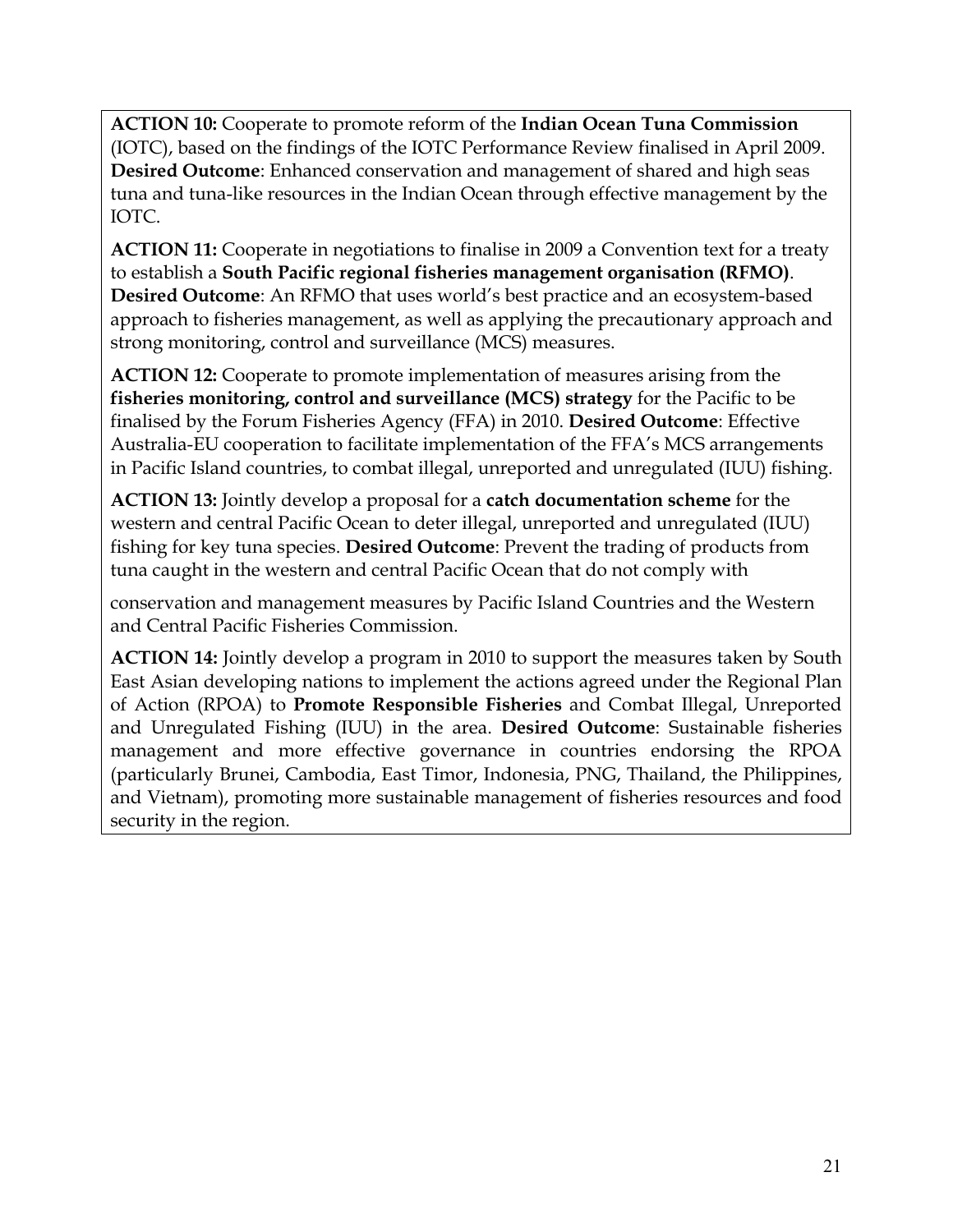**ACTION 10:** Cooperate to promote reform of the **Indian Ocean Tuna Commission** (IOTC), based on the findings of the IOTC Performance Review finalised in April 2009. **Desired Outcome**: Enhanced conservation and management of shared and high seas tuna and tuna-like resources in the Indian Ocean through effective management by the IOTC.

**ACTION 11:** Cooperate in negotiations to finalise in 2009 a Convention text for a treaty to establish a **South Pacific regional fisheries management organisation (RFMO)**. **Desired Outcome**: An RFMO that uses world's best practice and an ecosystem-based approach to fisheries management, as well as applying the precautionary approach and strong monitoring, control and surveillance (MCS) measures.

**ACTION 12:** Cooperate to promote implementation of measures arising from the **fisheries monitoring, control and surveillance (MCS) strategy** for the Pacific to be finalised by the Forum Fisheries Agency (FFA) in 2010. **Desired Outcome**: Effective Australia-EU cooperation to facilitate implementation of the FFA's MCS arrangements in Pacific Island countries, to combat illegal, unreported and unregulated (IUU) fishing.

**ACTION 13:** Jointly develop a proposal for a **catch documentation scheme** for the western and central Pacific Ocean to deter illegal, unreported and unregulated (IUU) fishing for key tuna species. **Desired Outcome**: Prevent the trading of products from tuna caught in the western and central Pacific Ocean that do not comply with conservation and management measures by Pacific Island Countries and the Western and Central Pacific Fisheries Commission.

**ACTION 14:** Jointly develop a program in 2010 to support the measures taken by South East Asian developing nations to implement the actions agreed under the Regional Plan of Action (RPOA) to **Promote Responsible Fisheries** and Combat Illegal, Unreported and Unregulated Fishing (IUU) in the area. **Desired Outcome**: Sustainable fisheries management and more effective governance in countries endorsing the RPOA (particularly Brunei, Cambodia, East Timor, Indonesia, PNG, Thailand, the Philippines, and Vietnam), promoting more sustainable management of fisheries resources and food security in the region.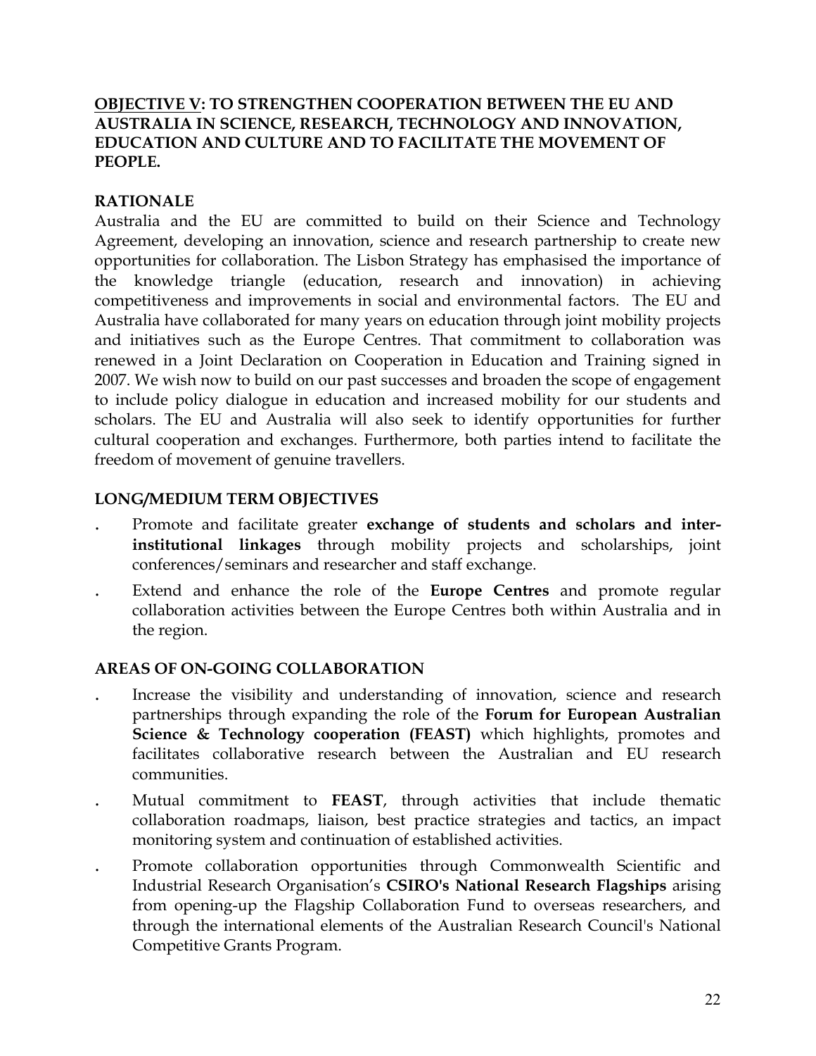**<u>OBJECTIVE V</u>: TO STRENGTHEN COOPERATION BETWEEN THE EU AND AUSTRALIA IN SCIENCE, RESEARCH, TECHNOLOGY AND INNOVATION, EDUCATION AND CULTURE AND TO FACILITATE THE MOVEMENT OF PEOPLE.**

**RATIONALE**

Australia and the EU are committed to build on their Science and Technology Agreement, developing an innovation, science and research partnership to create new opportunities for collaboration. The Lisbon Strategy has emphasised the importance of the knowledge triangle (education, research and innovation) in achieving competitiveness and improvements in social and environmental factors. The EU and Australia have collaborated for many years on education through joint mobility projects and initiatives such as the Europe Centres. That commitment to collaboration was renewed in a Joint Declaration on Cooperation in Education and Training signed in 2007. We wish now to build on our past successes and broaden the scope of engagement to include policy dialogue in education and increased mobility for our students and scholars. The EU and Australia will also seek to identify opportunities for further cultural cooperation and exchanges. Furthermore, both parties intend to facilitate the freedom of movement of genuine travellers.

**LONG/MEDIUM TERM OBJECTIVES**

- Promote and facilitate greater **exchange of students and scholars and inter-institutional linkages** through mobility projects and scholarships, joint conferences/seminars and researcher and staff exchange.
- Extend and enhance the role of the **Europe Centres** and promote regular collaboration activities between the Europe Centres both within Australia and in the region.

**AREAS OF ON-GOING COLLABORATION**

- Increase the visibility and understanding of innovation, science and research partnerships through expanding the role of the **Forum for European Australian Science & Technology cooperation (FEAST)** which highlights, promotes and facilitates collaborative research between the Australian and EU research communities.
- Mutual commitment to **FEAST**, through activities that include thematic collaboration roadmaps, liaison, best practice strategies and tactics, an impact monitoring system and continuation of established activities.
- Promote collaboration opportunities through Commonwealth Scientific and Industrial Research Organisation's **CSIRO's National Research Flagships** arising from opening-up the Flagship Collaboration Fund to overseas researchers, and through the international elements of the Australian Research Council's National Competitive Grants Program.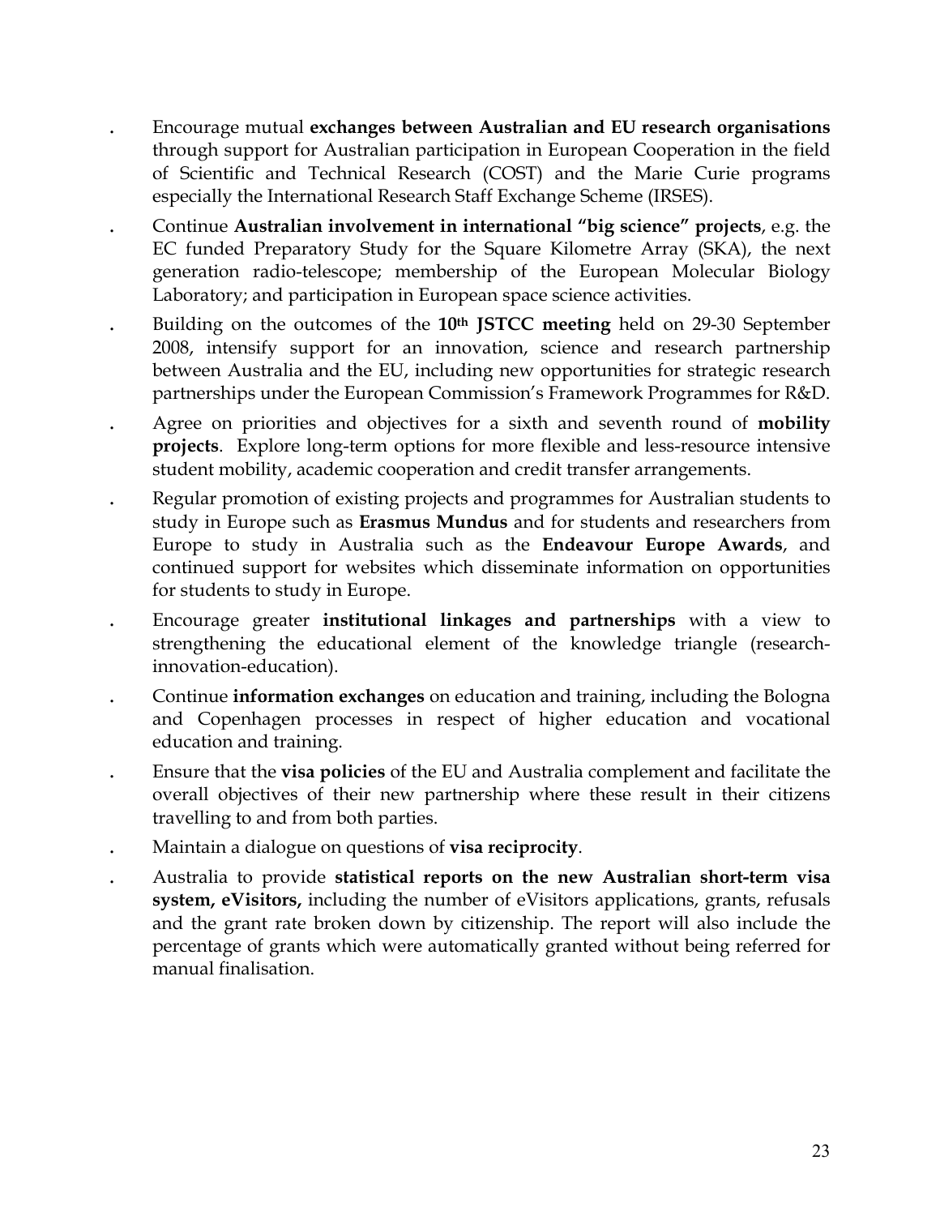- Encourage mutual **exchanges between Australian and EU research organisations** through support for Australian participation in European Cooperation in the field of Scientific and Technical Research (COST) and the Marie Curie programs especially the International Research Staff Exchange Scheme (IRSES).
- Continue **Australian involvement in international "big science" projects**, e.g. the EC funded Preparatory Study for the Square Kilometre Array (SKA), the next generation radio-telescope; membership of the European Molecular Biology Laboratory; and participation in European space science activities.
- Building on the outcomes of the **10th JSTCC meeting** held on 29-30 September 2008, intensify support for an innovation, science and research partnership between Australia and the EU, including new opportunities for strategic research partnerships under the European Commission's Framework Programmes for R&D.
- Agree on priorities and objectives for a sixth and seventh round of **mobility projects**. Explore long-term options for more flexible and less-resource intensive student mobility, academic cooperation and credit transfer arrangements.
- Regular promotion of existing projects and programmes for Australian students to study in Europe such as **Erasmus Mundus** and for students and researchers from Europe to study in Australia such as the **Endeavour Europe Awards**, and continued support for websites which disseminate information on opportunities for students to study in Europe.
- Encourage greater **institutional linkages and partnerships** with a view to strengthening the educational element of the knowledge triangle (research-innovation-education).
- Continue **information exchanges** on education and training, including the Bologna and Copenhagen processes in respect of higher education and vocational education and training.
- Ensure that the **visa policies** of the EU and Australia complement and facilitate the overall objectives of their new partnership where these result in their citizens travelling to and from both parties.
- Maintain a dialogue on questions of **visa reciprocity**.
- Australia to provide **statistical reports on the new Australian short-term visa system, eVisitors,** including the number of eVisitors applications, grants, refusals and the grant rate broken down by citizenship. The report will also include the percentage of grants which were automatically granted without being referred for manual finalisation.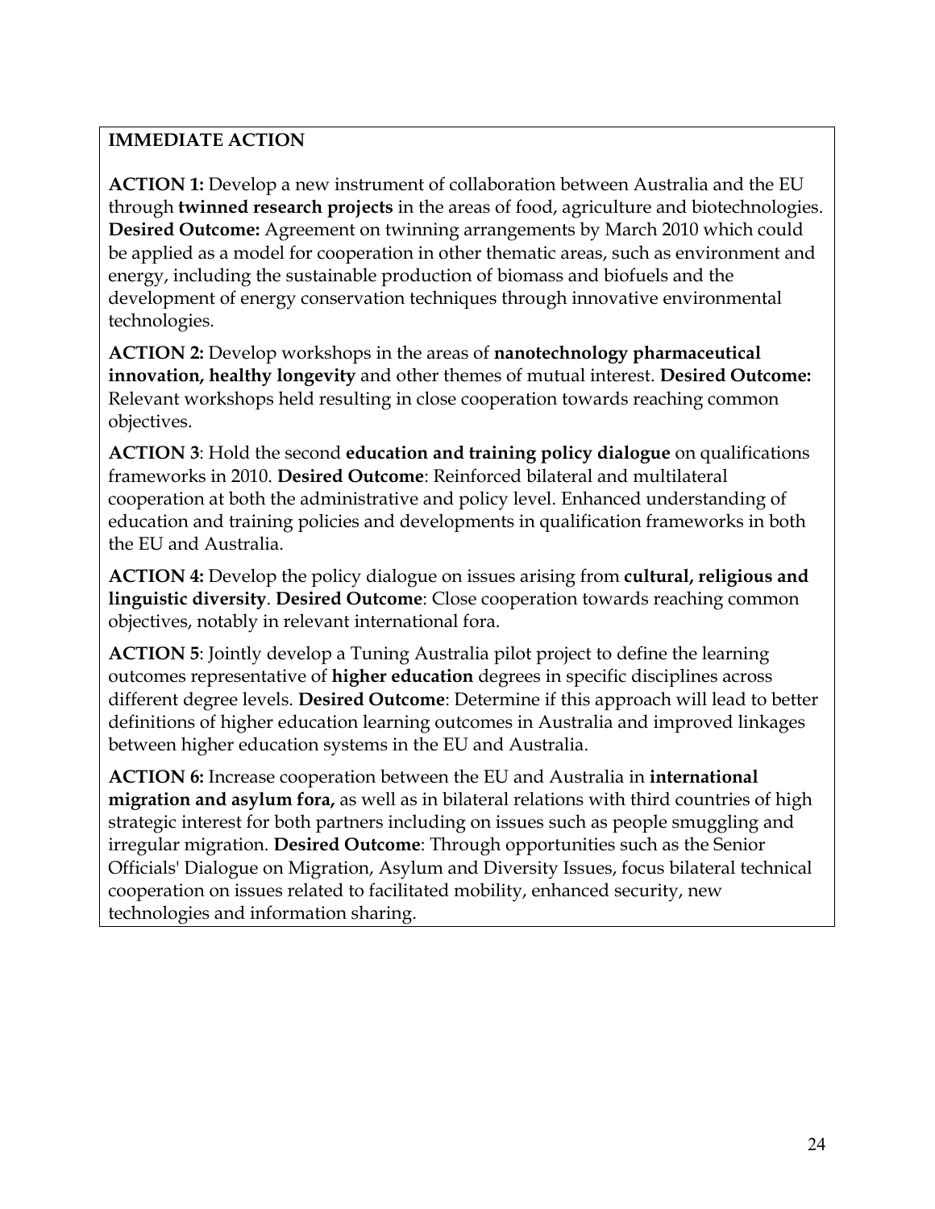**IMMEDIATE ACTION**

**ACTION 1:** Develop a new instrument of collaboration between Australia and the EU through **twinned research projects** in the areas of food, agriculture and biotechnologies. **Desired Outcome:** Agreement on twinning arrangements by March 2010 which could be applied as a model for cooperation in other thematic areas, such as environment and energy, including the sustainable production of biomass and biofuels and the development of energy conservation techniques through innovative environmental technologies.

**ACTION 2:** Develop workshops in the areas of **nanotechnology pharmaceutical innovation, healthy longevity** and other themes of mutual interest. **Desired Outcome:** Relevant workshops held resulting in close cooperation towards reaching common objectives.

**ACTION 3**: Hold the second **education and training policy dialogue** on qualifications frameworks in 2010. **Desired Outcome**: Reinforced bilateral and multilateral cooperation at both the administrative and policy level. Enhanced understanding of education and training policies and developments in qualification frameworks in both the EU and Australia.

**ACTION 4:** Develop the policy dialogue on issues arising from **cultural, religious and linguistic diversity**. **Desired Outcome**: Close cooperation towards reaching common objectives, notably in relevant international fora.

**ACTION 5**: Jointly develop a Tuning Australia pilot project to define the learning outcomes representative of **higher education** degrees in specific disciplines across different degree levels. **Desired Outcome**: Determine if this approach will lead to better definitions of higher education learning outcomes in Australia and improved linkages between higher education systems in the EU and Australia.

**ACTION 6:** Increase cooperation between the EU and Australia in **international migration and asylum fora,** as well as in bilateral relations with third countries of high strategic interest for both partners including on issues such as people smuggling and irregular migration. **Desired Outcome**: Through opportunities such as the Senior Officials' Dialogue on Migration, Asylum and Diversity Issues, focus bilateral technical cooperation on issues related to facilitated mobility, enhanced security, new technologies and information sharing.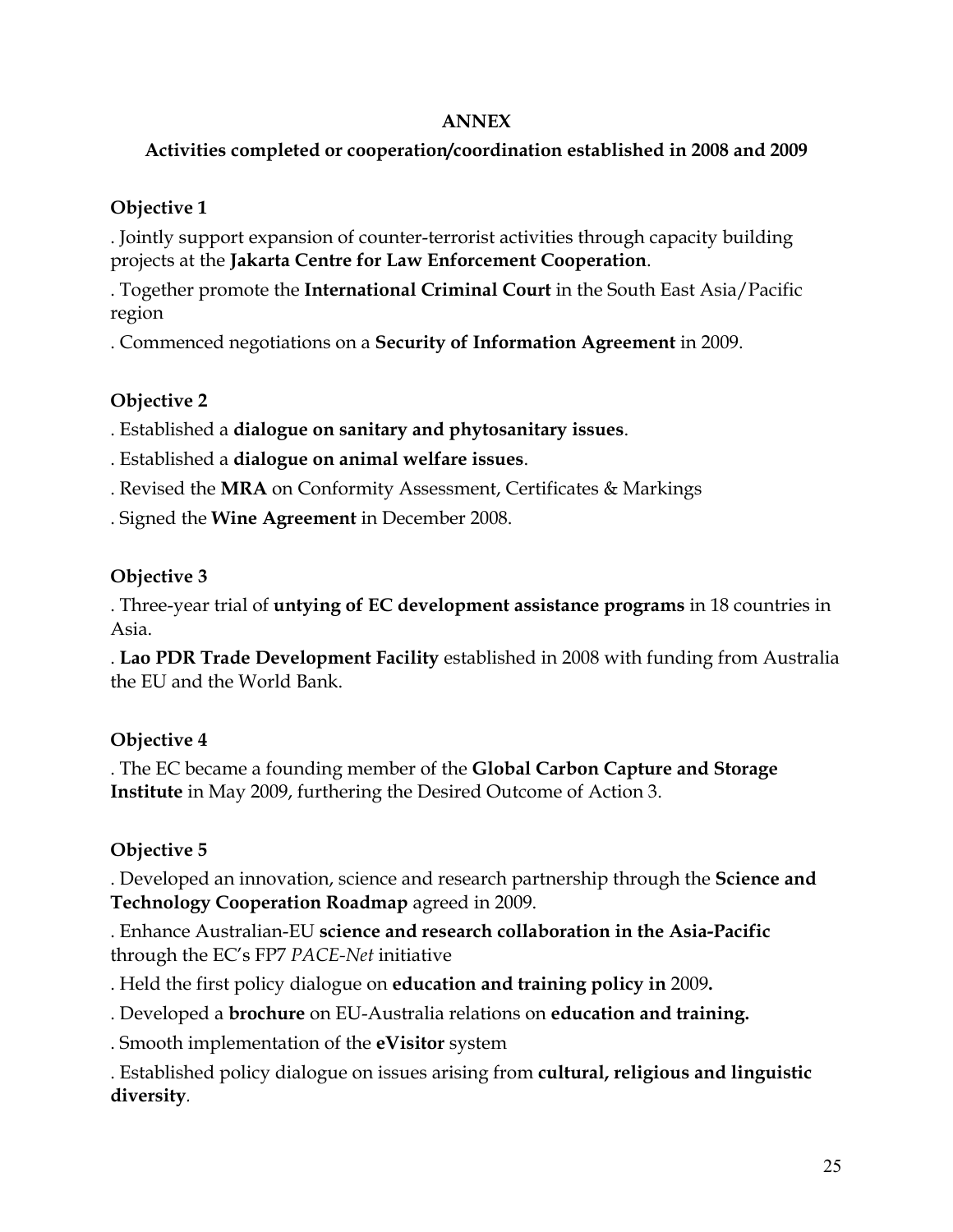# ANNEX

## Activities completed or cooperation/coordination established in 2008 and 2009

### Objective 1

. Jointly support expansion of counter-terrorist activities through capacity building projects at the **Jakarta Centre for Law Enforcement Cooperation**.

. Together promote the **International Criminal Court** in the South East Asia/Pacific region

. Commenced negotiations on a **Security of Information Agreement** in 2009.

### Objective 2

. Established a **dialogue on sanitary and phytosanitary issues**.

. Established a **dialogue on animal welfare issues**.

. Revised the **MRA** on Conformity Assessment, Certificates & Markings

. Signed the **Wine Agreement** in December 2008.

### Objective 3

. Three-year trial of **untying of EC development assistance programs** in 18 countries in Asia.

. **Lao PDR Trade Development Facility** established in 2008 with funding from Australia the EU and the World Bank.

### Objective 4

. The EC became a founding member of the **Global Carbon Capture and Storage Institute** in May 2009, furthering the Desired Outcome of Action 3.

### Objective 5

. Developed an innovation, science and research partnership through the **Science and Technology Cooperation Roadmap** agreed in 2009.

. Enhance Australian-EU **science and research collaboration in the Asia-Pacific** through the EC's FP7 *PACE-Net* initiative

. Held the first policy dialogue on **education and training policy in** 2009**.**

. Developed a **brochure** on EU-Australia relations on **education and training.**

. Smooth implementation of the **eVisitor** system

. Established policy dialogue on issues arising from **cultural, religious and linguistic diversity**.